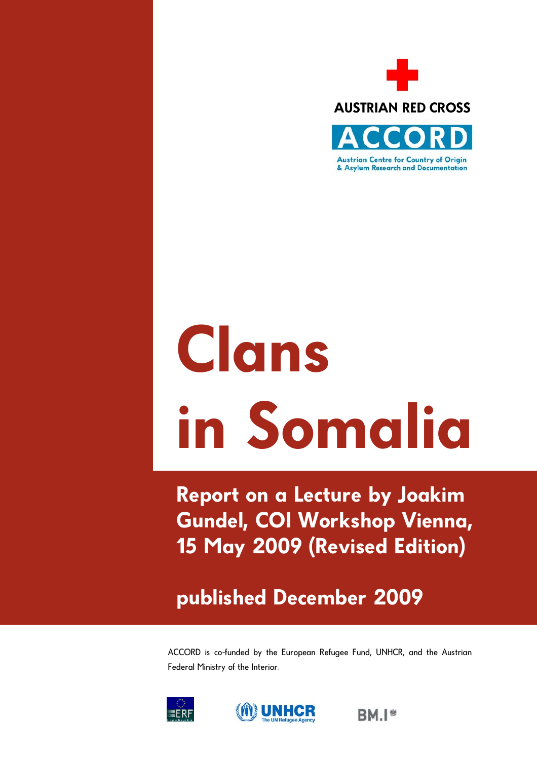AUSTRIAN RED CROSS

ACCORD

Austrian Centre for Country of Origin & Asylum Research and Documentation

# Clans in Somalia

## Report on a Lecture by Joakim Gundel, COI Workshop Vienna, 15 May 2009 (Revised Edition)

## published December 2009

ACCORD is co-funded by the European Refugee Fund, UNHCR, and the Austrian Federal Ministry of the Interior.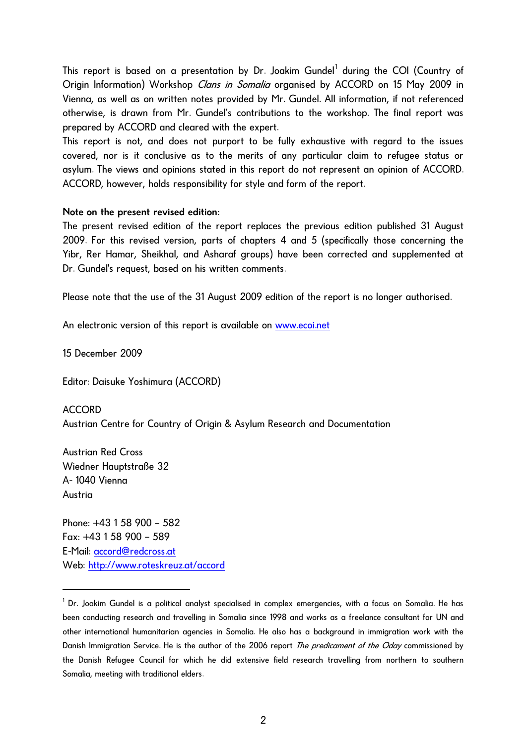This report is based on a presentation by Dr. Joakim Gundel[1] during the COI (Country of Origin Information) Workshop *Clans in Somalia* organised by ACCORD on 15 May 2009 in Vienna, as well as on written notes provided by Mr. Gundel. All information, if not referenced otherwise, is drawn from Mr. Gundel's contributions to the workshop. The final report was prepared by ACCORD and cleared with the expert.

This report is not, and does not purport to be fully exhaustive with regard to the issues covered, nor is it conclusive as to the merits of any particular claim to refugee status or asylum. The views and opinions stated in this report do not represent an opinion of ACCORD. ACCORD, however, holds responsibility for style and form of the report.

**Note on the present revised edition:**

The present revised edition of the report replaces the previous edition published 31 August 2009. For this revised version, parts of chapters 4 and 5 (specifically those concerning the Yibr, Rer Hamar, Sheikhal, and Asharaf groups) have been corrected and supplemented at Dr. Gundel's request, based on his written comments.

Please note that the use of the 31 August 2009 edition of the report is no longer authorised.

An electronic version of this report is available on www.ecoi.net

15 December 2009

Editor: Daisuke Yoshimura (ACCORD)

ACCORD
Austrian Centre for Country of Origin & Asylum Research and Documentation

Austrian Red Cross
Wiedner Hauptstraße 32
A- 1040 Vienna
Austria

Phone: +43 1 58 900 – 582
Fax: +43 1 58 900 – 589
E-Mail: accord@redcross.at
Web: http://www.roteskreuz.at/accord

---

[1] Dr. Joakim Gundel is a political analyst specialised in complex emergencies, with a focus on Somalia. He has been conducting research and travelling in Somalia since 1998 and works as a freelance consultant for UN and other international humanitarian agencies in Somalia. He also has a background in immigration work with the Danish Immigration Service. He is the author of the 2006 report *The predicament of the Oday* commissioned by the Danish Refugee Council for which he did extensive field research travelling from northern to southern Somalia, meeting with traditional elders.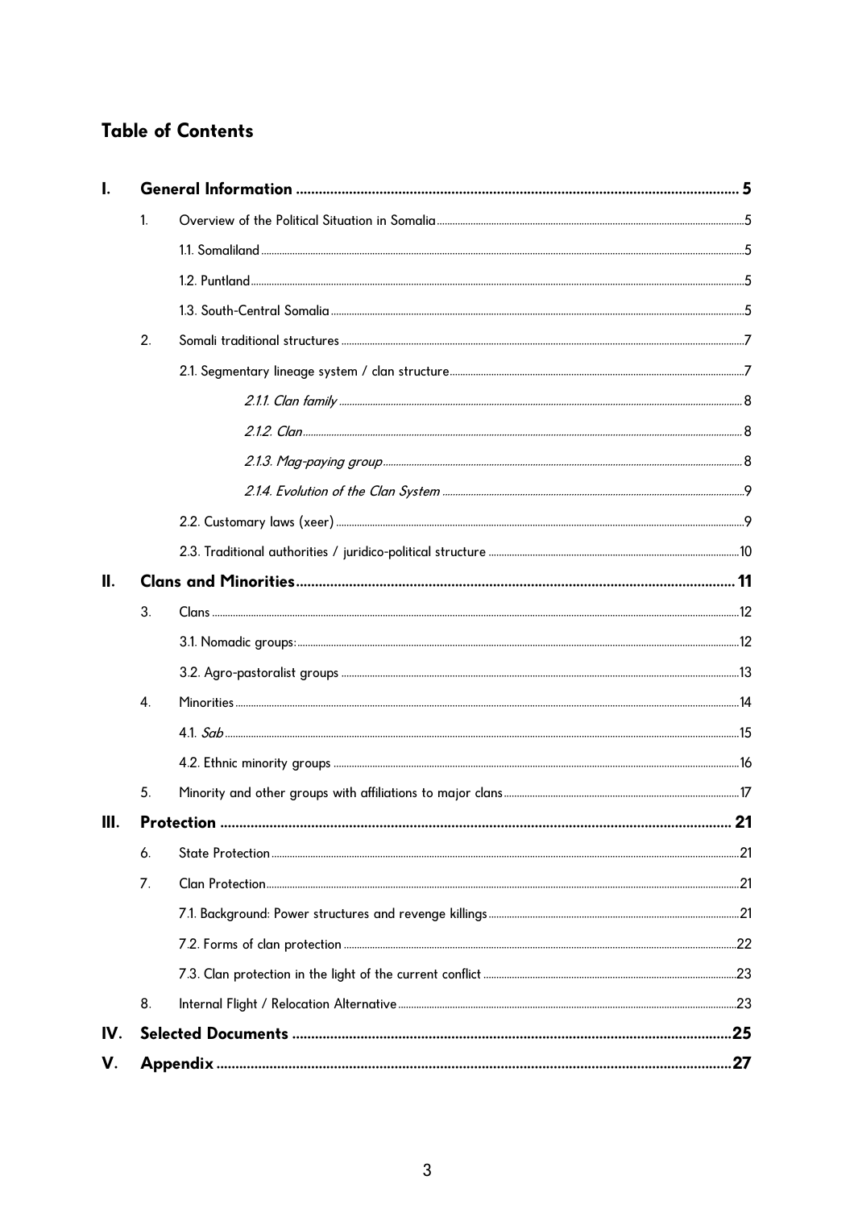## Table of Contents

**I. General Information** ..... 5

1. Overview of the Political Situation in Somalia ..... 5
   - 1.1. Somaliland ..... 5
   - 1.2. Puntland ..... 5
   - 1.3. South-Central Somalia ..... 5
2. Somali traditional structures ..... 7
   - 2.1. Segmentary lineage system / clan structure ..... 7
     - *2.1.1. Clan family* ..... 8
     - *2.1.2. Clan* ..... 8
     - *2.1.3. Mag-paying group* ..... 8
     - *2.1.4. Evolution of the Clan System* ..... 9
   - 2.2. Customary laws (xeer) ..... 9
   - 2.3. Traditional authorities / juridico-political structure ..... 10

**II. Clans and Minorities** ..... 11

3. Clans ..... 12
   - 3.1. Nomadic groups: ..... 12
   - 3.2. Agro-pastoralist groups ..... 13
4. Minorities ..... 14
   - 4.1. *Sab* ..... 15
   - 4.2. Ethnic minority groups ..... 16
5. Minority and other groups with affiliations to major clans ..... 17

**III. Protection** ..... 21

6. State Protection ..... 21
7. Clan Protection ..... 21
   - 7.1. Background: Power structures and revenge killings ..... 21
   - 7.2. Forms of clan protection ..... 22
   - 7.3. Clan protection in the light of the current conflict ..... 23
8. Internal Flight / Relocation Alternative ..... 23

**IV. Selected Documents** ..... 25

**V. Appendix** ..... 27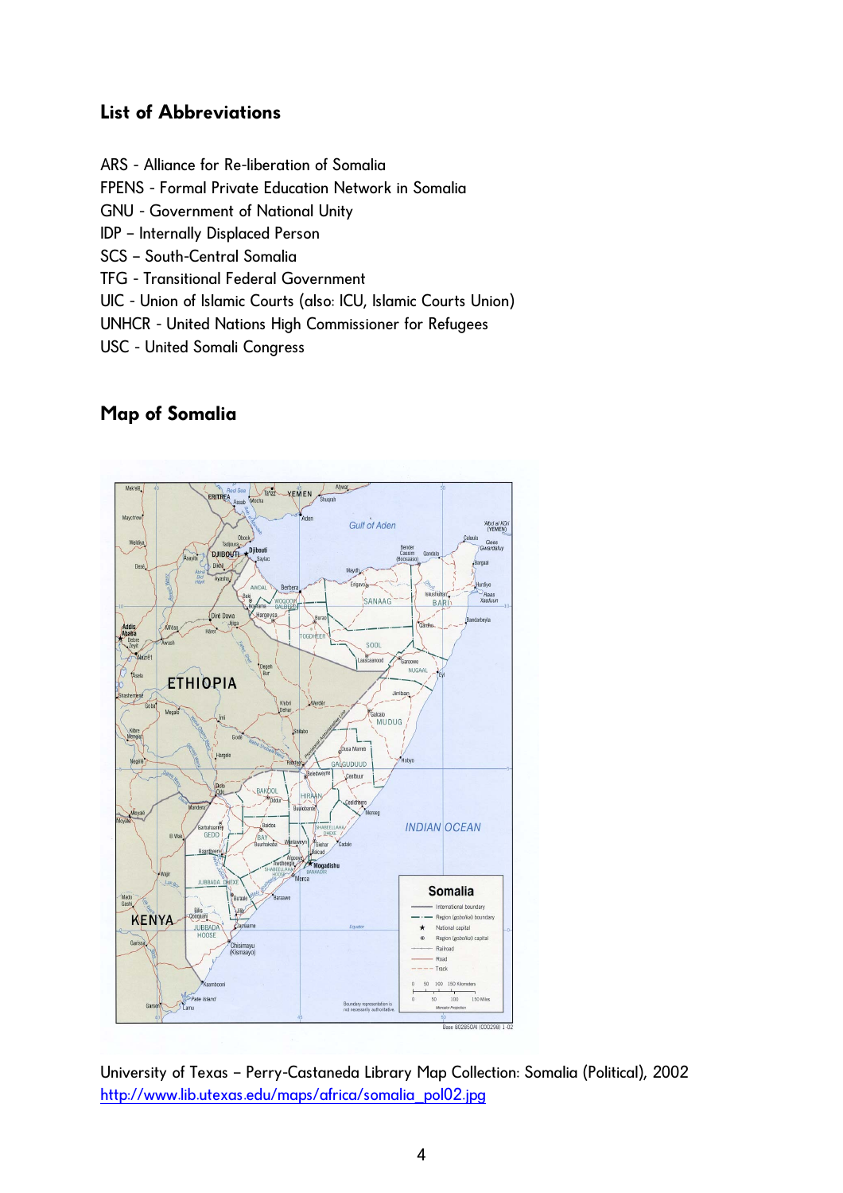## List of Abbreviations

ARS - Alliance for Re-liberation of Somalia
FPENS - Formal Private Education Network in Somalia
GNU - Government of National Unity
IDP – Internally Displaced Person
SCS – South-Central Somalia
TFG - Transitional Federal Government
UIC - Union of Islamic Courts (also: ICU, Islamic Courts Union)
UNHCR - United Nations High Commissioner for Refugees
USC - United Somali Congress

## Map of Somalia

University of Texas – Perry-Castaneda Library Map Collection: Somalia (Political), 2002
http://www.lib.utexas.edu/maps/africa/somalia_pol02.jpg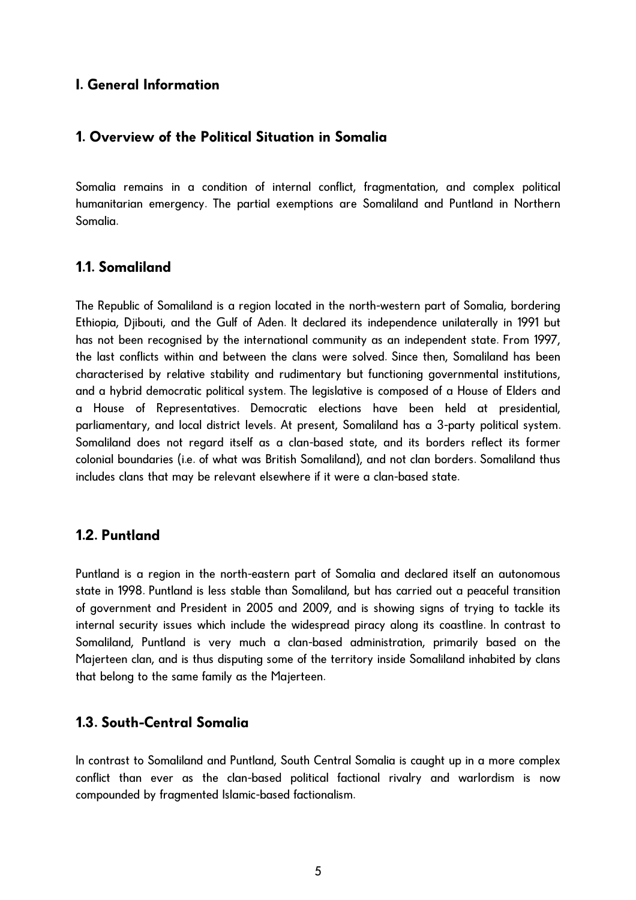## I. General Information

### 1. Overview of the Political Situation in Somalia

Somalia remains in a condition of internal conflict, fragmentation, and complex political humanitarian emergency. The partial exemptions are Somaliland and Puntland in Northern Somalia.

#### 1.1. Somaliland

The Republic of Somaliland is a region located in the north-western part of Somalia, bordering Ethiopia, Djibouti, and the Gulf of Aden. It declared its independence unilaterally in 1991 but has not been recognised by the international community as an independent state. From 1997, the last conflicts within and between the clans were solved. Since then, Somaliland has been characterised by relative stability and rudimentary but functioning governmental institutions, and a hybrid democratic political system. The legislative is composed of a House of Elders and a House of Representatives. Democratic elections have been held at presidential, parliamentary, and local district levels. At present, Somaliland has a 3-party political system. Somaliland does not regard itself as a clan-based state, and its borders reflect its former colonial boundaries (i.e. of what was British Somaliland), and not clan borders. Somaliland thus includes clans that may be relevant elsewhere if it were a clan-based state.

#### 1.2. Puntland

Puntland is a region in the north-eastern part of Somalia and declared itself an autonomous state in 1998. Puntland is less stable than Somaliland, but has carried out a peaceful transition of government and President in 2005 and 2009, and is showing signs of trying to tackle its internal security issues which include the widespread piracy along its coastline. In contrast to Somaliland, Puntland is very much a clan-based administration, primarily based on the Majerteen clan, and is thus disputing some of the territory inside Somaliland inhabited by clans that belong to the same family as the Majerteen.

#### 1.3. South-Central Somalia

In contrast to Somaliland and Puntland, South Central Somalia is caught up in a more complex conflict than ever as the clan-based political factional rivalry and warlordism is now compounded by fragmented Islamic-based factionalism.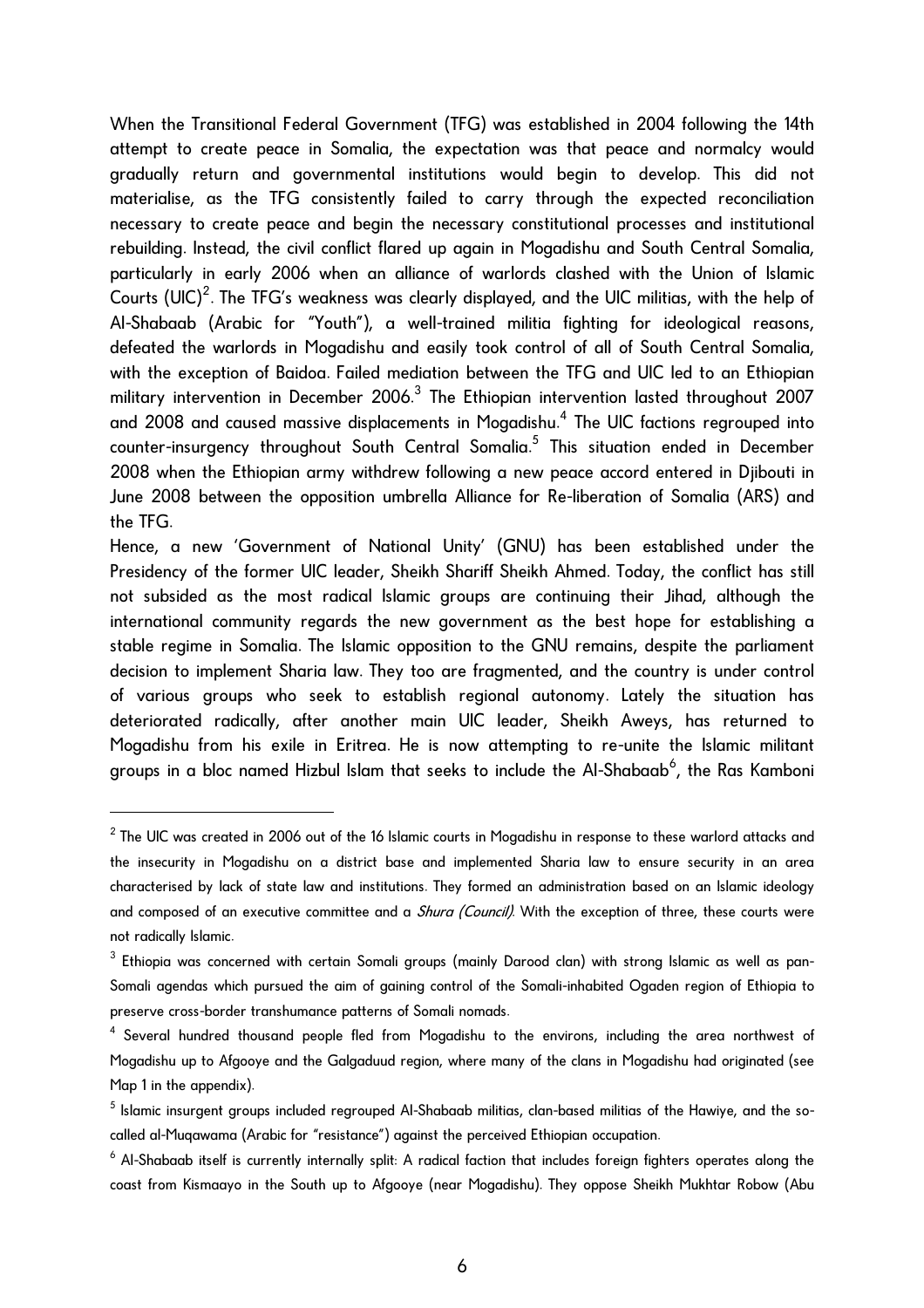When the Transitional Federal Government (TFG) was established in 2004 following the 14th attempt to create peace in Somalia, the expectation was that peace and normalcy would gradually return and governmental institutions would begin to develop. This did not materialise, as the TFG consistently failed to carry through the expected reconciliation necessary to create peace and begin the necessary constitutional processes and institutional rebuilding. Instead, the civil conflict flared up again in Mogadishu and South Central Somalia, particularly in early 2006 when an alliance of warlords clashed with the Union of Islamic Courts (UIC)[2]. The TFG's weakness was clearly displayed, and the UIC militias, with the help of Al-Shabaab (Arabic for "Youth"), a well-trained militia fighting for ideological reasons, defeated the warlords in Mogadishu and easily took control of all of South Central Somalia, with the exception of Baidoa. Failed mediation between the TFG and UIC led to an Ethiopian military intervention in December 2006.[3] The Ethiopian intervention lasted throughout 2007 and 2008 and caused massive displacements in Mogadishu.[4] The UIC factions regrouped into counter-insurgency throughout South Central Somalia.[5] This situation ended in December 2008 when the Ethiopian army withdrew following a new peace accord entered in Djibouti in June 2008 between the opposition umbrella Alliance for Re-liberation of Somalia (ARS) and the TFG.

Hence, a new 'Government of National Unity' (GNU) has been established under the Presidency of the former UIC leader, Sheikh Shariff Sheikh Ahmed. Today, the conflict has still not subsided as the most radical Islamic groups are continuing their Jihad, although the international community regards the new government as the best hope for establishing a stable regime in Somalia. The Islamic opposition to the GNU remains, despite the parliament decision to implement Sharia law. They too are fragmented, and the country is under control of various groups who seek to establish regional autonomy. Lately the situation has deteriorated radically, after another main UIC leader, Sheikh Aweys, has returned to Mogadishu from his exile in Eritrea. He is now attempting to re-unite the Islamic militant groups in a bloc named Hizbul Islam that seeks to include the Al-Shabaab[6], the Ras Kamboni

---

[2] The UIC was created in 2006 out of the 16 Islamic courts in Mogadishu in response to these warlord attacks and the insecurity in Mogadishu on a district base and implemented Sharia law to ensure security in an area characterised by lack of state law and institutions. They formed an administration based on an Islamic ideology and composed of an executive committee and a *Shura (Council)*. With the exception of three, these courts were not radically Islamic.

[3] Ethiopia was concerned with certain Somali groups (mainly Darood clan) with strong Islamic as well as pan-Somali agendas which pursued the aim of gaining control of the Somali-inhabited Ogaden region of Ethiopia to preserve cross-border transhumance patterns of Somali nomads.

[4] Several hundred thousand people fled from Mogadishu to the environs, including the area northwest of Mogadishu up to Afgooye and the Galgaduud region, where many of the clans in Mogadishu had originated (see Map 1 in the appendix).

[5] Islamic insurgent groups included regrouped Al-Shabaab militias, clan-based militias of the Hawiye, and the so-called al-Muqawama (Arabic for "resistance") against the perceived Ethiopian occupation.

[6] Al-Shabaab itself is currently internally split: A radical faction that includes foreign fighters operates along the coast from Kismaayo in the South up to Afgooye (near Mogadishu). They oppose Sheikh Mukhtar Robow (Abu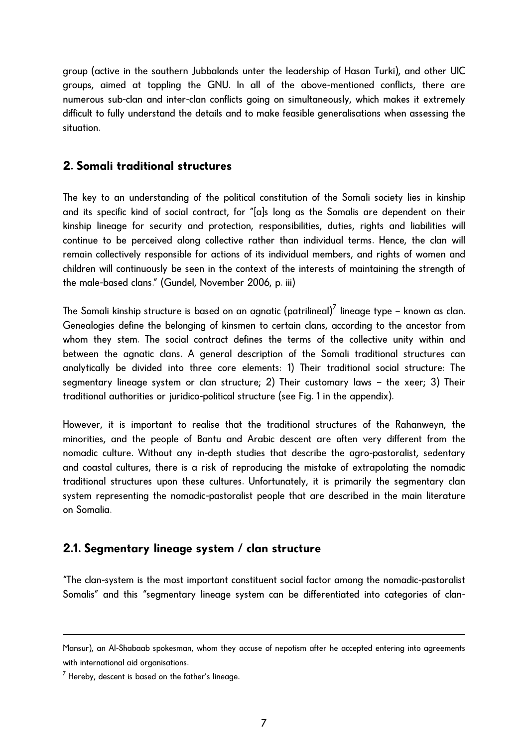group (active in the southern Jubbalands unter the leadership of Hasan Turki), and other UIC groups, aimed at toppling the GNU. In all of the above-mentioned conflicts, there are numerous sub-clan and inter-clan conflicts going on simultaneously, which makes it extremely difficult to fully understand the details and to make feasible generalisations when assessing the situation.

## 2. Somali traditional structures

The key to an understanding of the political constitution of the Somali society lies in kinship and its specific kind of social contract, for "[a]s long as the Somalis are dependent on their kinship lineage for security and protection, responsibilities, duties, rights and liabilities will continue to be perceived along collective rather than individual terms. Hence, the clan will remain collectively responsible for actions of its individual members, and rights of women and children will continuously be seen in the context of the interests of maintaining the strength of the male-based clans." (Gundel, November 2006, p. iii)

The Somali kinship structure is based on an agnatic (patrilineal)[7] lineage type – known as clan. Genealogies define the belonging of kinsmen to certain clans, according to the ancestor from whom they stem. The social contract defines the terms of the collective unity within and between the agnatic clans. A general description of the Somali traditional structures can analytically be divided into three core elements: 1) Their traditional social structure: The segmentary lineage system or clan structure; 2) Their customary laws – the xeer; 3) Their traditional authorities or juridico-political structure (see Fig. 1 in the appendix).

However, it is important to realise that the traditional structures of the Rahanweyn, the minorities, and the people of Bantu and Arabic descent are often very different from the nomadic culture. Without any in-depth studies that describe the agro-pastoralist, sedentary and coastal cultures, there is a risk of reproducing the mistake of extrapolating the nomadic traditional structures upon these cultures. Unfortunately, it is primarily the segmentary clan system representing the nomadic-pastoralist people that are described in the main literature on Somalia.

### 2.1. Segmentary lineage system / clan structure

"The clan-system is the most important constituent social factor among the nomadic-pastoralist Somalis" and this "segmentary lineage system can be differentiated into categories of clan-

---

Mansur), an Al-Shabaab spokesman, whom they accuse of nepotism after he accepted entering into agreements with international aid organisations.

[7] Hereby, descent is based on the father's lineage.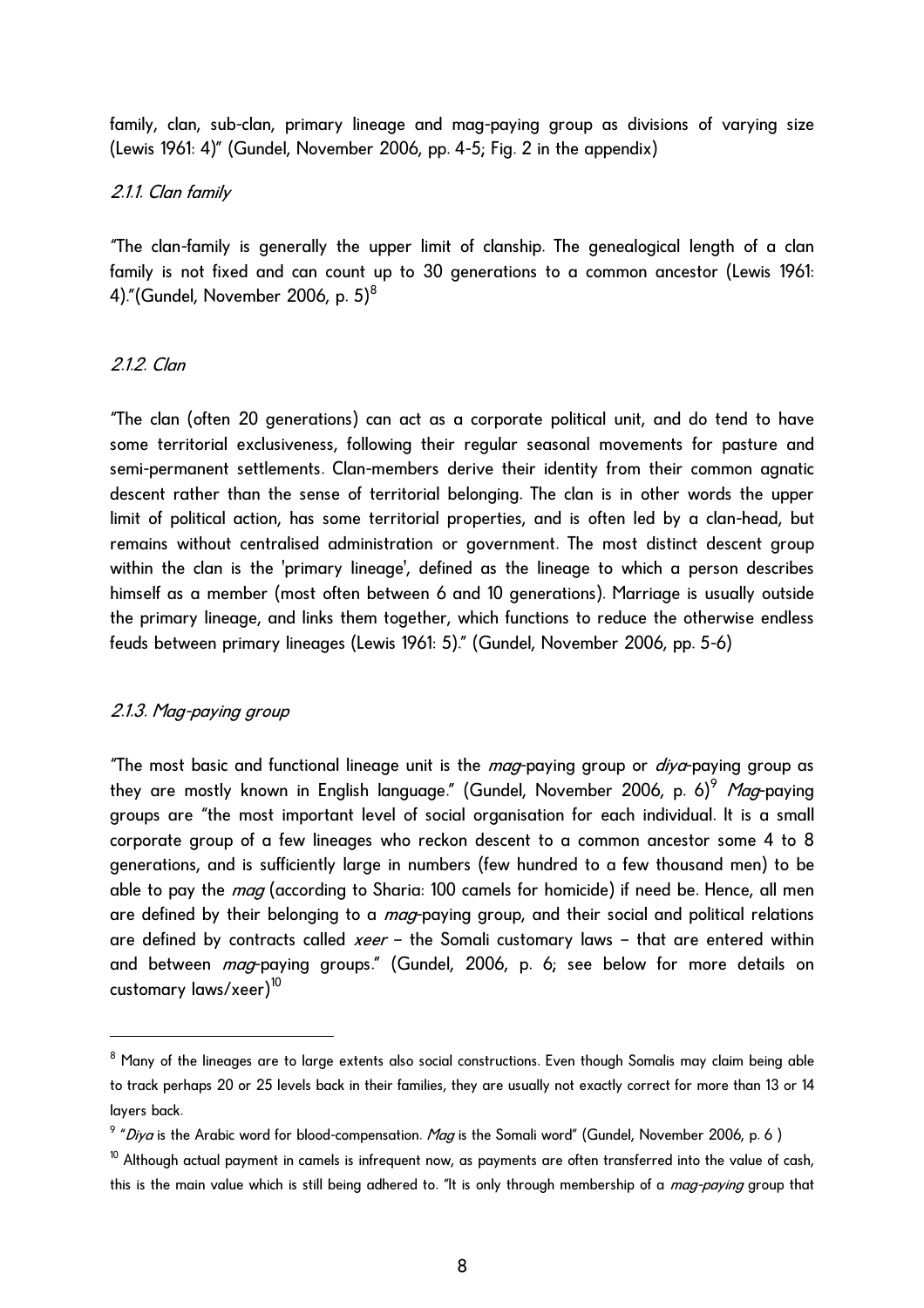family, clan, sub-clan, primary lineage and mag-paying group as divisions of varying size (Lewis 1961: 4)" (Gundel, November 2006, pp. 4-5; Fig. 2 in the appendix)

#### *2.1.1. Clan family*

"The clan-family is generally the upper limit of clanship. The genealogical length of a clan family is not fixed and can count up to 30 generations to a common ancestor (Lewis 1961: 4)."(Gundel, November 2006, p. 5)[8]

#### *2.1.2. Clan*

"The clan (often 20 generations) can act as a corporate political unit, and do tend to have some territorial exclusiveness, following their regular seasonal movements for pasture and semi-permanent settlements. Clan-members derive their identity from their common agnatic descent rather than the sense of territorial belonging. The clan is in other words the upper limit of political action, has some territorial properties, and is often led by a clan-head, but remains without centralised administration or government. The most distinct descent group within the clan is the 'primary lineage', defined as the lineage to which a person describes himself as a member (most often between 6 and 10 generations). Marriage is usually outside the primary lineage, and links them together, which functions to reduce the otherwise endless feuds between primary lineages (Lewis 1961: 5)." (Gundel, November 2006, pp. 5-6)

#### *2.1.3. Mag-paying group*

"The most basic and functional lineage unit is the *mag*-paying group or *diya*-paying group as they are mostly known in English language." (Gundel, November 2006, p. 6)[9] *Mag*-paying groups are "the most important level of social organisation for each individual. It is a small corporate group of a few lineages who reckon descent to a common ancestor some 4 to 8 generations, and is sufficiently large in numbers (few hundred to a few thousand men) to be able to pay the *mag* (according to Sharia: 100 camels for homicide) if need be. Hence, all men are defined by their belonging to a *mag*-paying group, and their social and political relations are defined by contracts called *xeer* – the Somali customary laws – that are entered within and between *mag*-paying groups." (Gundel, 2006, p. 6; see below for more details on customary laws/xeer)[10]

---

[8] Many of the lineages are to large extents also social constructions. Even though Somalis may claim being able to track perhaps 20 or 25 levels back in their families, they are usually not exactly correct for more than 13 or 14 layers back.

[9] "*Diya* is the Arabic word for blood-compensation. *Mag* is the Somali word" (Gundel, November 2006, p. 6 )

[10] Although actual payment in camels is infrequent now, as payments are often transferred into the value of cash, this is the main value which is still being adhered to. "It is only through membership of a *mag-paying* group that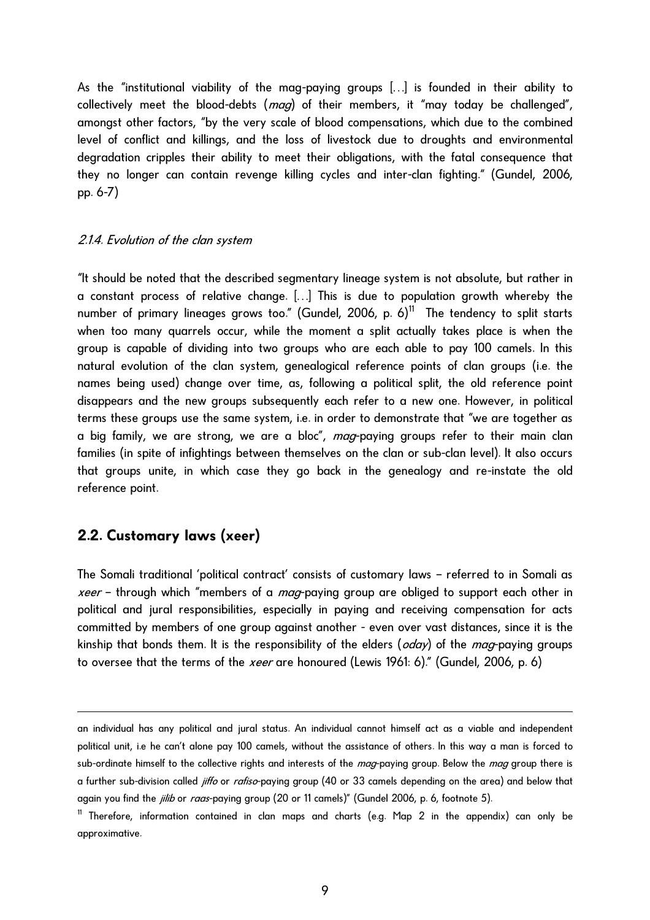As the "institutional viability of the mag-paying groups [...] is founded in their ability to collectively meet the blood-debts (*mag*) of their members, it "may today be challenged", amongst other factors, "by the very scale of blood compensations, which due to the combined level of conflict and killings, and the loss of livestock due to droughts and environmental degradation cripples their ability to meet their obligations, with the fatal consequence that they no longer can contain revenge killing cycles and inter-clan fighting." (Gundel, 2006, pp. 6-7)

#### *2.1.4. Evolution of the clan system*

"It should be noted that the described segmentary lineage system is not absolute, but rather in a constant process of relative change. [...] This is due to population growth whereby the number of primary lineages grows too." (Gundel, 2006, p. 6)[11] The tendency to split starts when too many quarrels occur, while the moment a split actually takes place is when the group is capable of dividing into two groups who are each able to pay 100 camels. In this natural evolution of the clan system, genealogical reference points of clan groups (i.e. the names being used) change over time, as, following a political split, the old reference point disappears and the new groups subsequently each refer to a new one. However, in political terms these groups use the same system, i.e. in order to demonstrate that "we are together as a big family, we are strong, we are a bloc", *mag*-paying groups refer to their main clan families (in spite of infightings between themselves on the clan or sub-clan level). It also occurs that groups unite, in which case they go back in the genealogy and re-instate the old reference point.

## 2.2. Customary laws (xeer)

The Somali traditional 'political contract' consists of customary laws – referred to in Somali as *xeer* – through which "members of a *mag*-paying group are obliged to support each other in political and jural responsibilities, especially in paying and receiving compensation for acts committed by members of one group against another - even over vast distances, since it is the kinship that bonds them. It is the responsibility of the elders (*oday*) of the *mag*-paying groups to oversee that the terms of the *xeer* are honoured (Lewis 1961: 6)." (Gundel, 2006, p. 6)

---

an individual has any political and jural status. An individual cannot himself act as a viable and independent political unit, i.e he can't alone pay 100 camels, without the assistance of others. In this way a man is forced to sub-ordinate himself to the collective rights and interests of the *mag*-paying group. Below the *mag* group there is a further sub-division called *jiffo* or *rafiso*-paying group (40 or 33 camels depending on the area) and below that again you find the *jilib* or *raas*-paying group (20 or 11 camels)" (Gundel 2006, p. 6, footnote 5).

[11] Therefore, information contained in clan maps and charts (e.g. Map 2 in the appendix) can only be approximative.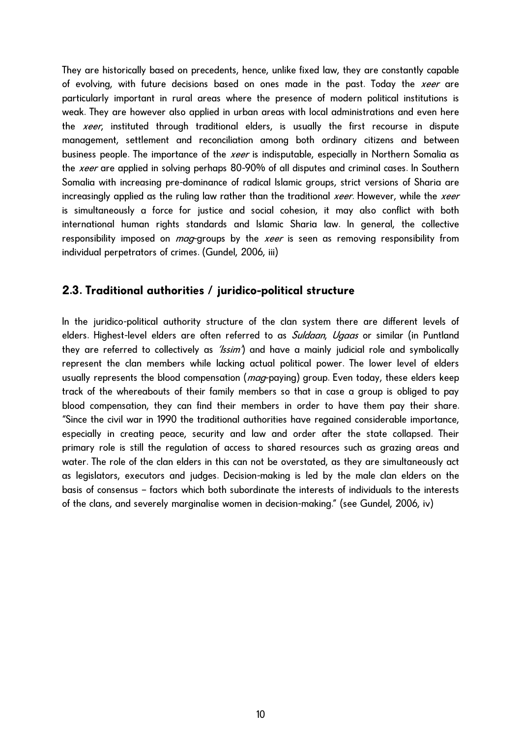They are historically based on precedents, hence, unlike fixed law, they are constantly capable of evolving, with future decisions based on ones made in the past. Today the *xeer* are particularly important in rural areas where the presence of modern political institutions is weak. They are however also applied in urban areas with local administrations and even here the *xeer*, instituted through traditional elders, is usually the first recourse in dispute management, settlement and reconciliation among both ordinary citizens and between business people. The importance of the *xeer* is indisputable, especially in Northern Somalia as the *xeer* are applied in solving perhaps 80-90% of all disputes and criminal cases. In Southern Somalia with increasing pre-dominance of radical Islamic groups, strict versions of Sharia are increasingly applied as the ruling law rather than the traditional *xeer*. However, while the *xeer* is simultaneously a force for justice and social cohesion, it may also conflict with both international human rights standards and Islamic Sharia law. In general, the collective responsibility imposed on *mag*-groups by the *xeer* is seen as removing responsibility from individual perpetrators of crimes. (Gundel, 2006, iii)

## 2.3. Traditional authorities / juridico-political structure

In the juridico-political authority structure of the clan system there are different levels of elders. Highest-level elders are often referred to as *Suldaan*, *Ugaas* or similar (in Puntland they are referred to collectively as *'Issim'*) and have a mainly judicial role and symbolically represent the clan members while lacking actual political power. The lower level of elders usually represents the blood compensation (*mag*-paying) group. Even today, these elders keep track of the whereabouts of their family members so that in case a group is obliged to pay blood compensation, they can find their members in order to have them pay their share. "Since the civil war in 1990 the traditional authorities have regained considerable importance, especially in creating peace, security and law and order after the state collapsed. Their primary role is still the regulation of access to shared resources such as grazing areas and water. The role of the clan elders in this can not be overstated, as they are simultaneously act as legislators, executors and judges. Decision-making is led by the male clan elders on the basis of consensus – factors which both subordinate the interests of individuals to the interests of the clans, and severely marginalise women in decision-making." (see Gundel, 2006, iv)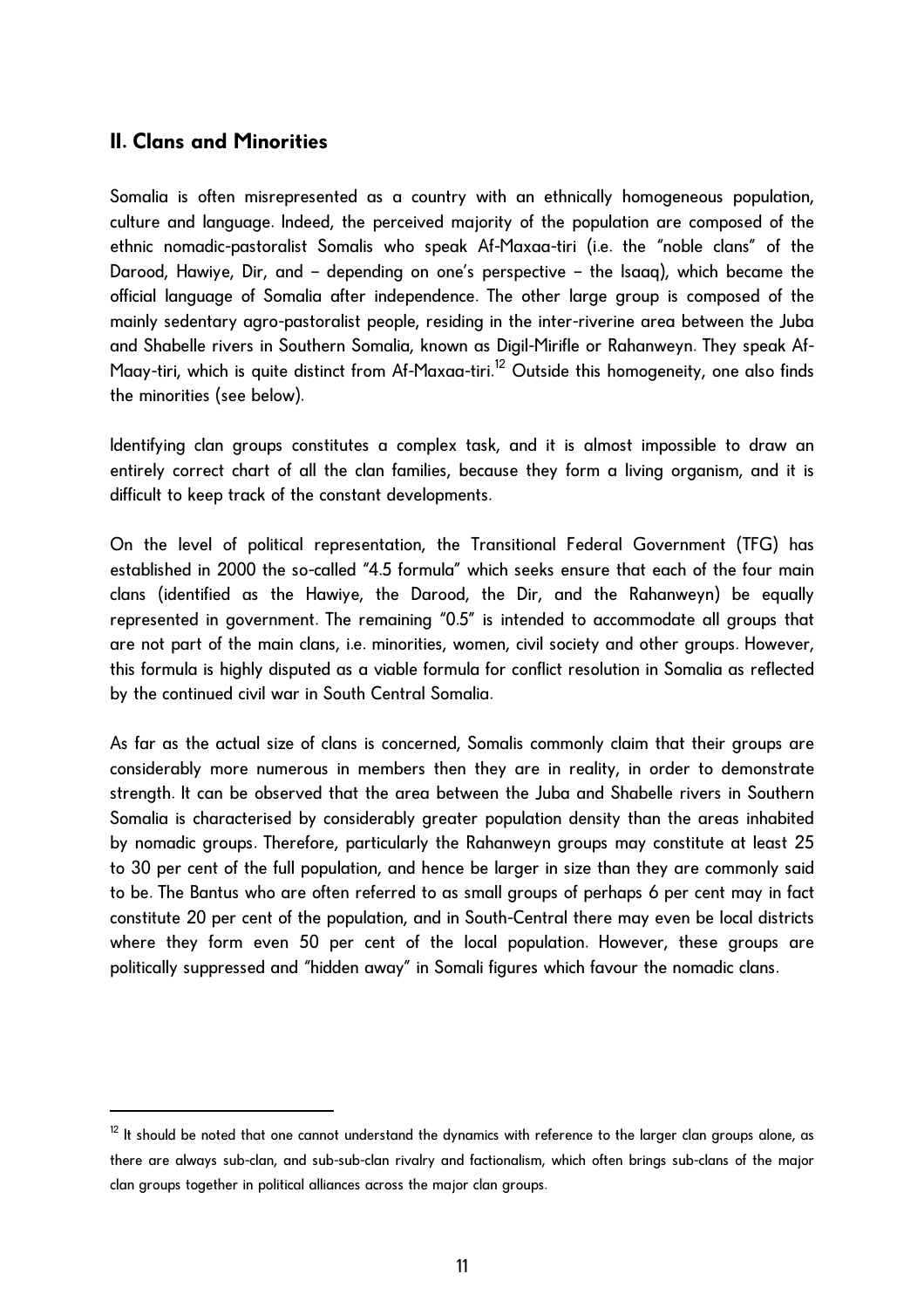## II. Clans and Minorities

Somalia is often misrepresented as a country with an ethnically homogeneous population, culture and language. Indeed, the perceived majority of the population are composed of the ethnic nomadic-pastoralist Somalis who speak Af-Maxaa-tiri (i.e. the "noble clans" of the Darood, Hawiye, Dir, and – depending on one's perspective – the Isaaq), which became the official language of Somalia after independence. The other large group is composed of the mainly sedentary agro-pastoralist people, residing in the inter-riverine area between the Juba and Shabelle rivers in Southern Somalia, known as Digil-Mirifle or Rahanweyn. They speak Af-Maay-tiri, which is quite distinct from Af-Maxaa-tiri.[12] Outside this homogeneity, one also finds the minorities (see below).

Identifying clan groups constitutes a complex task, and it is almost impossible to draw an entirely correct chart of all the clan families, because they form a living organism, and it is difficult to keep track of the constant developments.

On the level of political representation, the Transitional Federal Government (TFG) has established in 2000 the so-called "4.5 formula" which seeks ensure that each of the four main clans (identified as the Hawiye, the Darood, the Dir, and the Rahanweyn) be equally represented in government. The remaining "0.5" is intended to accommodate all groups that are not part of the main clans, i.e. minorities, women, civil society and other groups. However, this formula is highly disputed as a viable formula for conflict resolution in Somalia as reflected by the continued civil war in South Central Somalia.

As far as the actual size of clans is concerned, Somalis commonly claim that their groups are considerably more numerous in members then they are in reality, in order to demonstrate strength. It can be observed that the area between the Juba and Shabelle rivers in Southern Somalia is characterised by considerably greater population density than the areas inhabited by nomadic groups. Therefore, particularly the Rahanweyn groups may constitute at least 25 to 30 per cent of the full population, and hence be larger in size than they are commonly said to be. The Bantus who are often referred to as small groups of perhaps 6 per cent may in fact constitute 20 per cent of the population, and in South-Central there may even be local districts where they form even 50 per cent of the local population. However, these groups are politically suppressed and "hidden away" in Somali figures which favour the nomadic clans.

[12] It should be noted that one cannot understand the dynamics with reference to the larger clan groups alone, as there are always sub-clan, and sub-sub-clan rivalry and factionalism, which often brings sub-clans of the major clan groups together in political alliances across the major clan groups.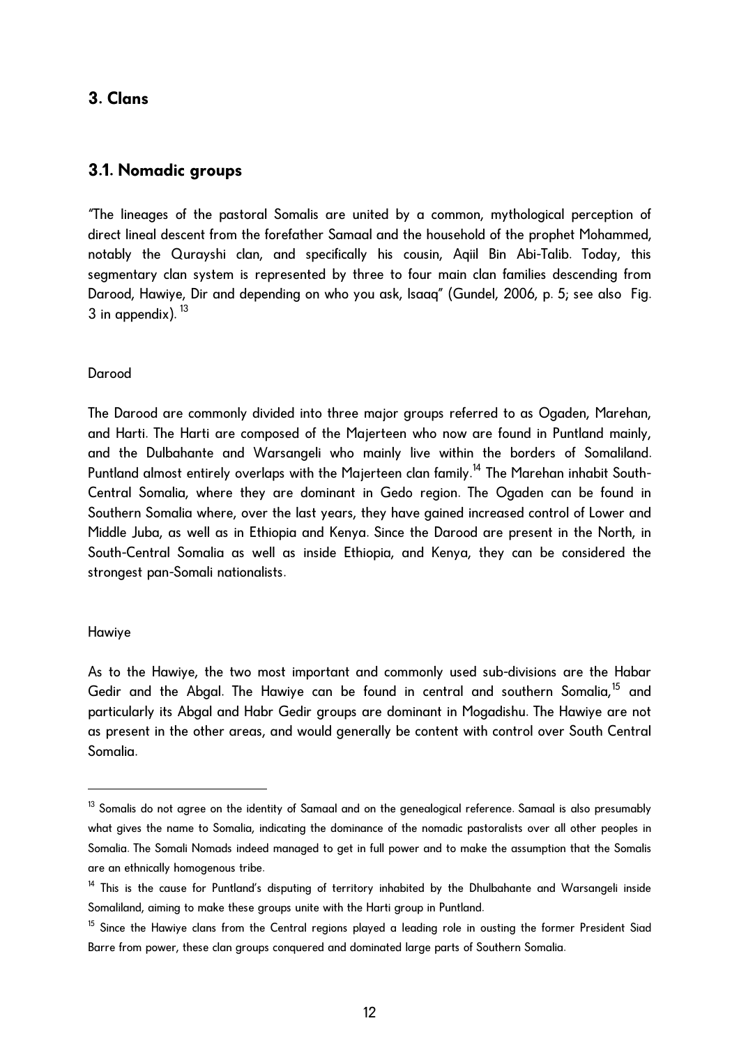# 3. Clans

## 3.1. Nomadic groups

"The lineages of the pastoral Somalis are united by a common, mythological perception of direct lineal descent from the forefather Samaal and the household of the prophet Mohammed, notably the Qurayshi clan, and specifically his cousin, Aqiil Bin Abi-Talib. Today, this segmentary clan system is represented by three to four main clan families descending from Darood, Hawiye, Dir and depending on who you ask, Isaaq" (Gundel, 2006, p. 5; see also Fig. 3 in appendix).[13]

Darood

The Darood are commonly divided into three major groups referred to as Ogaden, Marehan, and Harti. The Harti are composed of the Majerteen who now are found in Puntland mainly, and the Dulbahante and Warsangeli who mainly live within the borders of Somaliland. Puntland almost entirely overlaps with the Majerteen clan family.[14] The Marehan inhabit South-Central Somalia, where they are dominant in Gedo region. The Ogaden can be found in Southern Somalia where, over the last years, they have gained increased control of Lower and Middle Juba, as well as in Ethiopia and Kenya. Since the Darood are present in the North, in South-Central Somalia as well as inside Ethiopia, and Kenya, they can be considered the strongest pan-Somali nationalists.

Hawiye

As to the Hawiye, the two most important and commonly used sub-divisions are the Habar Gedir and the Abgal. The Hawiye can be found in central and southern Somalia,[15] and particularly its Abgal and Habr Gedir groups are dominant in Mogadishu. The Hawiye are not as present in the other areas, and would generally be content with control over South Central Somalia.

---

[13] Somalis do not agree on the identity of Samaal and on the genealogical reference. Samaal is also presumably what gives the name to Somalia, indicating the dominance of the nomadic pastoralists over all other peoples in Somalia. The Somali Nomads indeed managed to get in full power and to make the assumption that the Somalis are an ethnically homogenous tribe.

[14] This is the cause for Puntland's disputing of territory inhabited by the Dhulbahante and Warsangeli inside Somaliland, aiming to make these groups unite with the Harti group in Puntland.

[15] Since the Hawiye clans from the Central regions played a leading role in ousting the former President Siad Barre from power, these clan groups conquered and dominated large parts of Southern Somalia.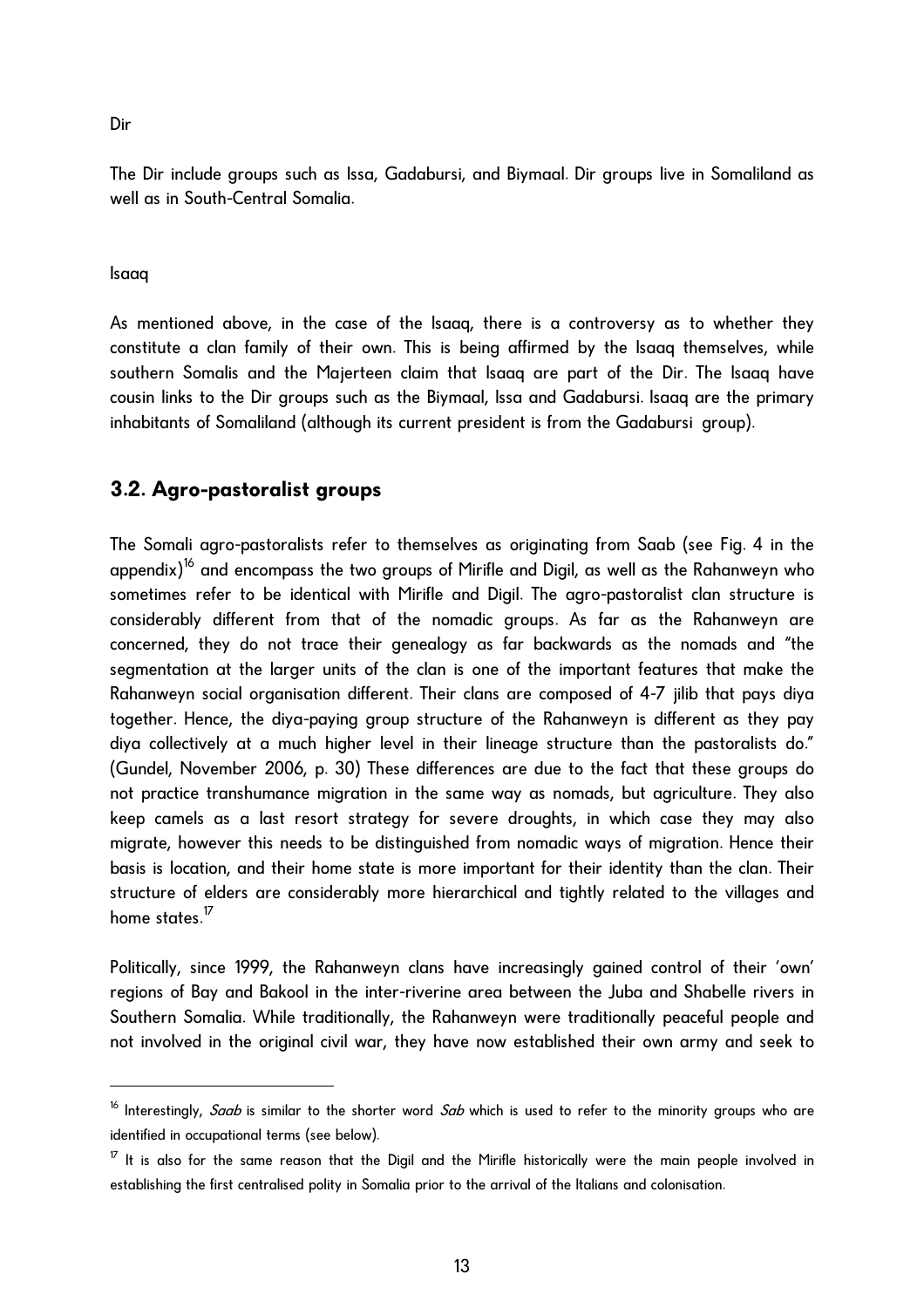Dir

The Dir include groups such as Issa, Gadabursi, and Biymaal. Dir groups live in Somaliland as well as in South-Central Somalia.

Isaaq

As mentioned above, in the case of the Isaaq, there is a controversy as to whether they constitute a clan family of their own. This is being affirmed by the Isaaq themselves, while southern Somalis and the Majerteen claim that Isaaq are part of the Dir. The Isaaq have cousin links to the Dir groups such as the Biymaal, Issa and Gadabursi. Isaaq are the primary inhabitants of Somaliland (although its current president is from the Gadabursi group).

## 3.2. Agro-pastoralist groups

The Somali agro-pastoralists refer to themselves as originating from Saab (see Fig. 4 in the appendix)[16] and encompass the two groups of Mirifle and Digil, as well as the Rahanweyn who sometimes refer to be identical with Mirifle and Digil. The agro-pastoralist clan structure is considerably different from that of the nomadic groups. As far as the Rahanweyn are concerned, they do not trace their genealogy as far backwards as the nomads and "the segmentation at the larger units of the clan is one of the important features that make the Rahanweyn social organisation different. Their clans are composed of 4-7 jilib that pays diya together. Hence, the diya-paying group structure of the Rahanweyn is different as they pay diya collectively at a much higher level in their lineage structure than the pastoralists do." (Gundel, November 2006, p. 30) These differences are due to the fact that these groups do not practice transhumance migration in the same way as nomads, but agriculture. They also keep camels as a last resort strategy for severe droughts, in which case they may also migrate, however this needs to be distinguished from nomadic ways of migration. Hence their basis is location, and their home state is more important for their identity than the clan. Their structure of elders are considerably more hierarchical and tightly related to the villages and home states.[17]

Politically, since 1999, the Rahanweyn clans have increasingly gained control of their 'own' regions of Bay and Bakool in the inter-riverine area between the Juba and Shabelle rivers in Southern Somalia. While traditionally, the Rahanweyn were traditionally peaceful people and not involved in the original civil war, they have now established their own army and seek to

---

[16] Interestingly, *Saab* is similar to the shorter word *Sab* which is used to refer to the minority groups who are identified in occupational terms (see below).

[17] It is also for the same reason that the Digil and the Mirifle historically were the main people involved in establishing the first centralised polity in Somalia prior to the arrival of the Italians and colonisation.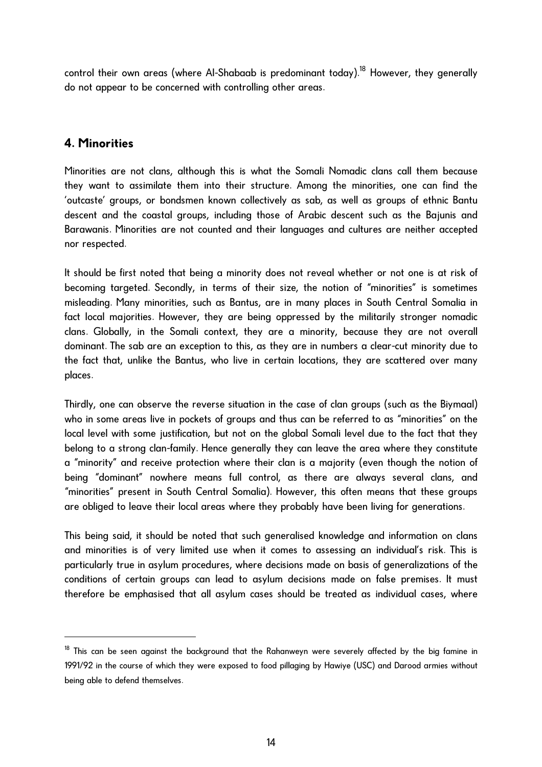control their own areas (where Al-Shabaab is predominant today).[18] However, they generally do not appear to be concerned with controlling other areas.

## 4. Minorities

Minorities are not clans, although this is what the Somali Nomadic clans call them because they want to assimilate them into their structure. Among the minorities, one can find the 'outcaste' groups, or bondsmen known collectively as sab, as well as groups of ethnic Bantu descent and the coastal groups, including those of Arabic descent such as the Bajunis and Barawanis. Minorities are not counted and their languages and cultures are neither accepted nor respected.

It should be first noted that being a minority does not reveal whether or not one is at risk of becoming targeted. Secondly, in terms of their size, the notion of "minorities" is sometimes misleading. Many minorities, such as Bantus, are in many places in South Central Somalia in fact local majorities. However, they are being oppressed by the militarily stronger nomadic clans. Globally, in the Somali context, they are a minority, because they are not overall dominant. The sab are an exception to this, as they are in numbers a clear-cut minority due to the fact that, unlike the Bantus, who live in certain locations, they are scattered over many places.

Thirdly, one can observe the reverse situation in the case of clan groups (such as the Biymaal) who in some areas live in pockets of groups and thus can be referred to as "minorities" on the local level with some justification, but not on the global Somali level due to the fact that they belong to a strong clan-family. Hence generally they can leave the area where they constitute a "minority" and receive protection where their clan is a majority (even though the notion of being "dominant" nowhere means full control, as there are always several clans, and "minorities" present in South Central Somalia). However, this often means that these groups are obliged to leave their local areas where they probably have been living for generations.

This being said, it should be noted that such generalised knowledge and information on clans and minorities is of very limited use when it comes to assessing an individual's risk. This is particularly true in asylum procedures, where decisions made on basis of generalizations of the conditions of certain groups can lead to asylum decisions made on false premises. It must therefore be emphasised that all asylum cases should be treated as individual cases, where

---

[18] This can be seen against the background that the Rahanweyn were severely affected by the big famine in 1991/92 in the course of which they were exposed to food pillaging by Hawiye (USC) and Darood armies without being able to defend themselves.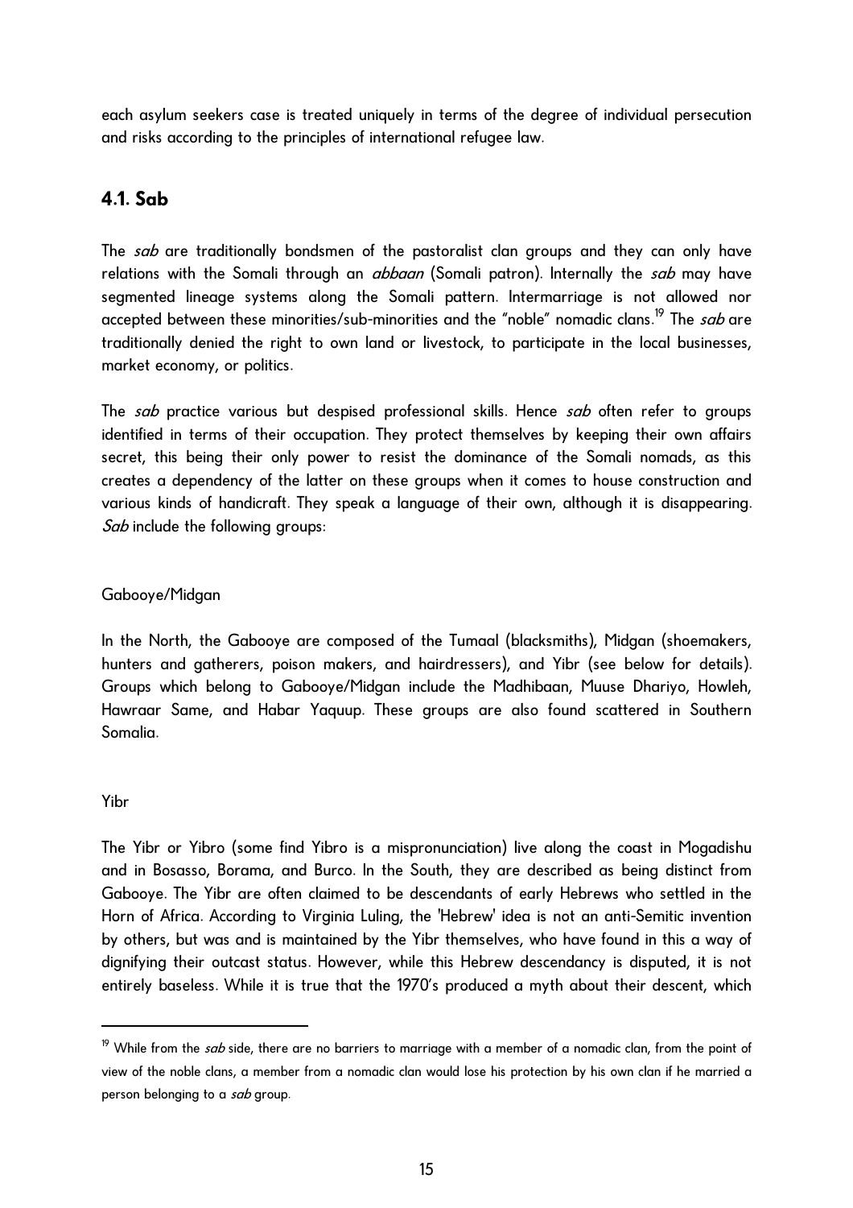each asylum seekers case is treated uniquely in terms of the degree of individual persecution and risks according to the principles of international refugee law.

## 4.1. Sab

The *sab* are traditionally bondsmen of the pastoralist clan groups and they can only have relations with the Somali through an *abbaan* (Somali patron). Internally the *sab* may have segmented lineage systems along the Somali pattern. Intermarriage is not allowed nor accepted between these minorities/sub-minorities and the "noble" nomadic clans.[19] The *sab* are traditionally denied the right to own land or livestock, to participate in the local businesses, market economy, or politics.

The *sab* practice various but despised professional skills. Hence *sab* often refer to groups identified in terms of their occupation. They protect themselves by keeping their own affairs secret, this being their only power to resist the dominance of the Somali nomads, as this creates a dependency of the latter on these groups when it comes to house construction and various kinds of handicraft. They speak a language of their own, although it is disappearing. *Sab* include the following groups:

Gabooye/Midgan

In the North, the Gabooye are composed of the Tumaal (blacksmiths), Midgan (shoemakers, hunters and gatherers, poison makers, and hairdressers), and Yibr (see below for details). Groups which belong to Gabooye/Midgan include the Madhibaan, Muuse Dhariyo, Howleh, Hawraar Same, and Habar Yaquup. These groups are also found scattered in Southern Somalia.

Yibr

The Yibr or Yibro (some find Yibro is a mispronunciation) live along the coast in Mogadishu and in Bosasso, Borama, and Burco. In the South, they are described as being distinct from Gabooye. The Yibr are often claimed to be descendants of early Hebrews who settled in the Horn of Africa. According to Virginia Luling, the 'Hebrew' idea is not an anti-Semitic invention by others, but was and is maintained by the Yibr themselves, who have found in this a way of dignifying their outcast status. However, while this Hebrew descendancy is disputed, it is not entirely baseless. While it is true that the 1970's produced a myth about their descent, which

[19] While from the *sab* side, there are no barriers to marriage with a member of a nomadic clan, from the point of view of the noble clans, a member from a nomadic clan would lose his protection by his own clan if he married a person belonging to a *sab* group.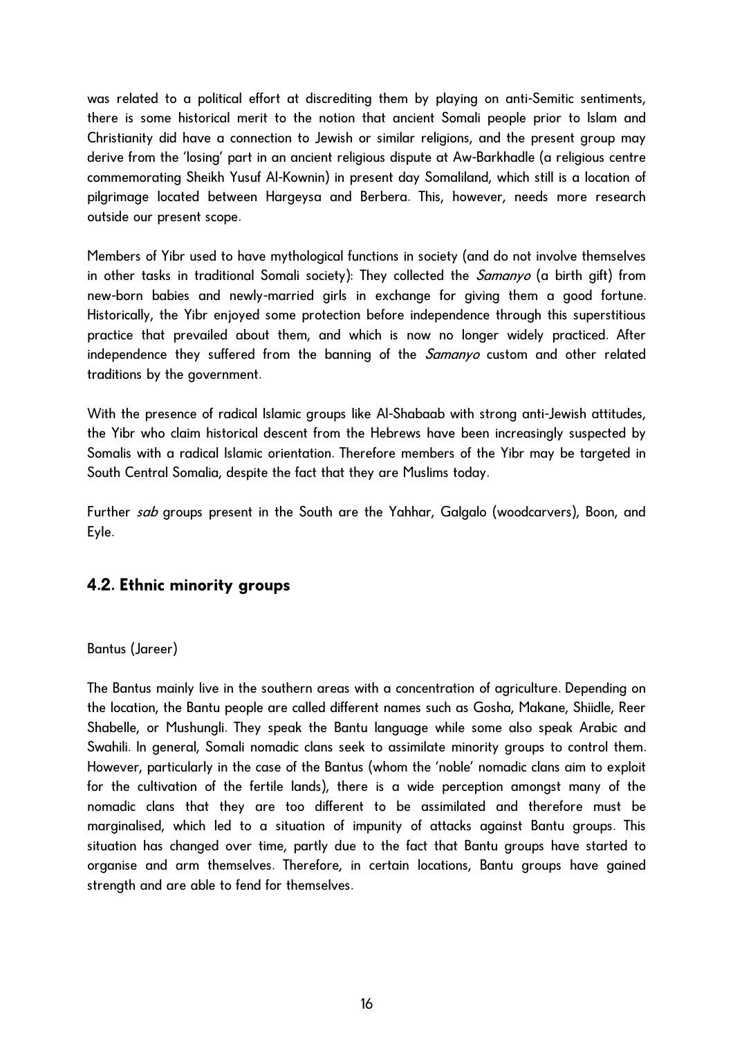was related to a political effort at discrediting them by playing on anti-Semitic sentiments, there is some historical merit to the notion that ancient Somali people prior to Islam and Christianity did have a connection to Jewish or similar religions, and the present group may derive from the 'losing' part in an ancient religious dispute at Aw-Barkhadle (a religious centre commemorating Sheikh Yusuf Al-Kownin) in present day Somaliland, which still is a location of pilgrimage located between Hargeysa and Berbera. This, however, needs more research outside our present scope.

Members of Yibr used to have mythological functions in society (and do not involve themselves in other tasks in traditional Somali society): They collected the *Samanyo* (a birth gift) from new-born babies and newly-married girls in exchange for giving them a good fortune. Historically, the Yibr enjoyed some protection before independence through this superstitious practice that prevailed about them, and which is now no longer widely practiced. After independence they suffered from the banning of the *Samanyo* custom and other related traditions by the government.

With the presence of radical Islamic groups like Al-Shabaab with strong anti-Jewish attitudes, the Yibr who claim historical descent from the Hebrews have been increasingly suspected by Somalis with a radical Islamic orientation. Therefore members of the Yibr may be targeted in South Central Somalia, despite the fact that they are Muslims today.

Further *sab* groups present in the South are the Yahhar, Galgalo (woodcarvers), Boon, and Eyle.

## 4.2. Ethnic minority groups

Bantus (Jareer)

The Bantus mainly live in the southern areas with a concentration of agriculture. Depending on the location, the Bantu people are called different names such as Gosha, Makane, Shiidle, Reer Shabelle, or Mushungli. They speak the Bantu language while some also speak Arabic and Swahili. In general, Somali nomadic clans seek to assimilate minority groups to control them. However, particularly in the case of the Bantus (whom the 'noble' nomadic clans aim to exploit for the cultivation of the fertile lands), there is a wide perception amongst many of the nomadic clans that they are too different to be assimilated and therefore must be marginalised, which led to a situation of impunity of attacks against Bantu groups. This situation has changed over time, partly due to the fact that Bantu groups have started to organise and arm themselves. Therefore, in certain locations, Bantu groups have gained strength and are able to fend for themselves.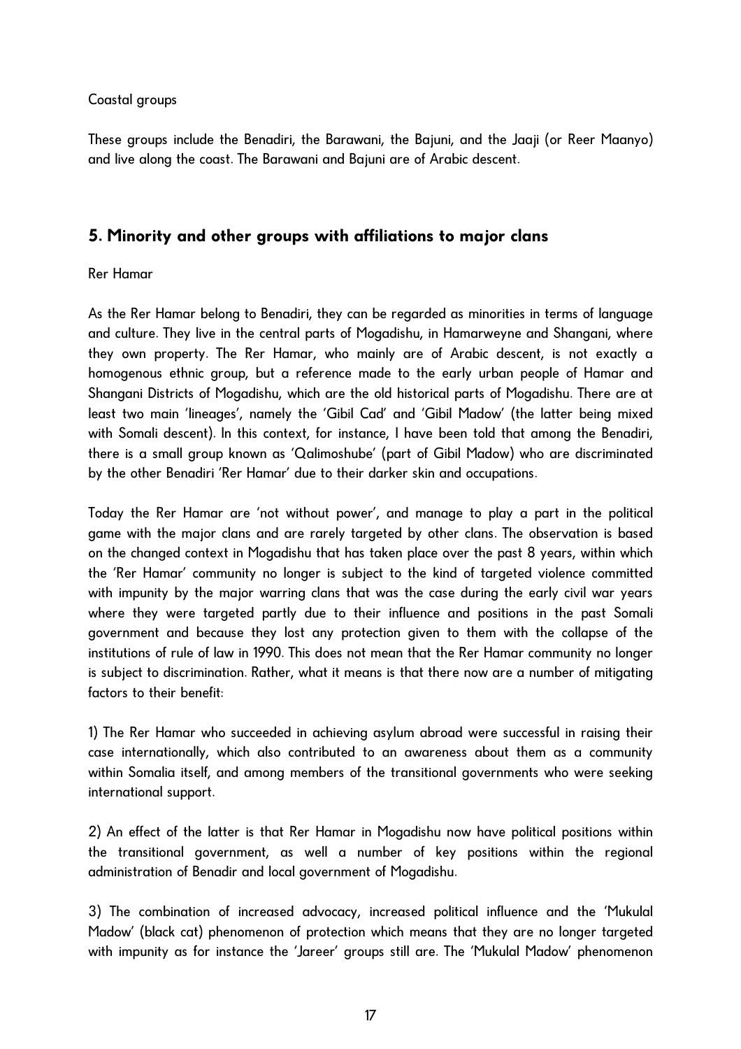Coastal groups

These groups include the Benadiri, the Barawani, the Bajuni, and the Jaaji (or Reer Maanyo) and live along the coast. The Barawani and Bajuni are of Arabic descent.

## 5. Minority and other groups with affiliations to major clans

Rer Hamar

As the Rer Hamar belong to Benadiri, they can be regarded as minorities in terms of language and culture. They live in the central parts of Mogadishu, in Hamarweyne and Shangani, where they own property. The Rer Hamar, who mainly are of Arabic descent, is not exactly a homogenous ethnic group, but a reference made to the early urban people of Hamar and Shangani Districts of Mogadishu, which are the old historical parts of Mogadishu. There are at least two main 'lineages', namely the 'Gibil Cad' and 'Gibil Madow' (the latter being mixed with Somali descent). In this context, for instance, I have been told that among the Benadiri, there is a small group known as 'Qalimoshube' (part of Gibil Madow) who are discriminated by the other Benadiri 'Rer Hamar' due to their darker skin and occupations.

Today the Rer Hamar are 'not without power', and manage to play a part in the political game with the major clans and are rarely targeted by other clans. The observation is based on the changed context in Mogadishu that has taken place over the past 8 years, within which the 'Rer Hamar' community no longer is subject to the kind of targeted violence committed with impunity by the major warring clans that was the case during the early civil war years where they were targeted partly due to their influence and positions in the past Somali government and because they lost any protection given to them with the collapse of the institutions of rule of law in 1990. This does not mean that the Rer Hamar community no longer is subject to discrimination. Rather, what it means is that there now are a number of mitigating factors to their benefit:

1) The Rer Hamar who succeeded in achieving asylum abroad were successful in raising their case internationally, which also contributed to an awareness about them as a community within Somalia itself, and among members of the transitional governments who were seeking international support.

2) An effect of the latter is that Rer Hamar in Mogadishu now have political positions within the transitional government, as well a number of key positions within the regional administration of Benadir and local government of Mogadishu.

3) The combination of increased advocacy, increased political influence and the 'Mukulal Madow' (black cat) phenomenon of protection which means that they are no longer targeted with impunity as for instance the 'Jareer' groups still are. The 'Mukulal Madow' phenomenon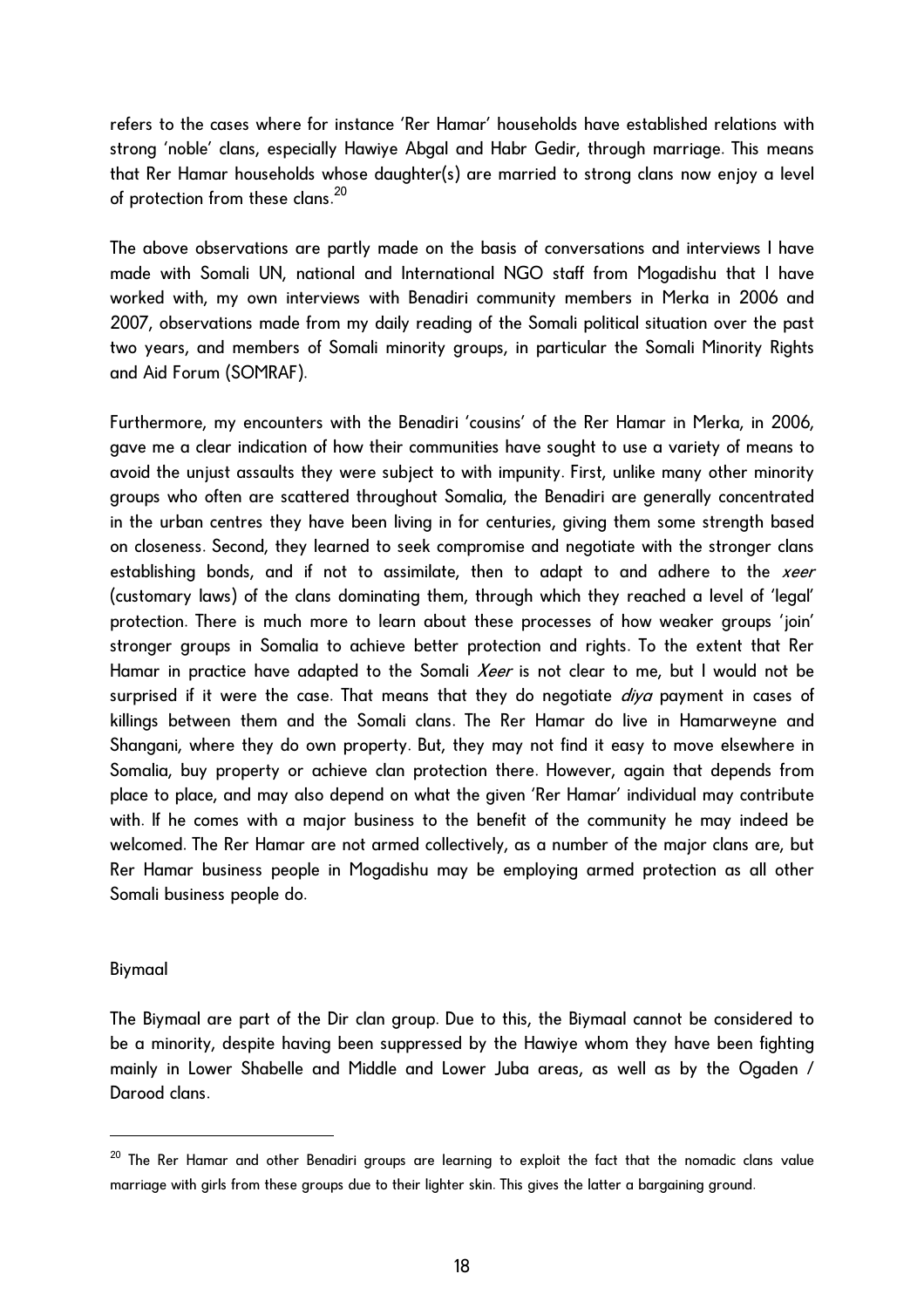refers to the cases where for instance 'Rer Hamar' households have established relations with strong 'noble' clans, especially Hawiye Abgal and Habr Gedir, through marriage. This means that Rer Hamar households whose daughter(s) are married to strong clans now enjoy a level of protection from these clans.[20]

The above observations are partly made on the basis of conversations and interviews I have made with Somali UN, national and International NGO staff from Mogadishu that I have worked with, my own interviews with Benadiri community members in Merka in 2006 and 2007, observations made from my daily reading of the Somali political situation over the past two years, and members of Somali minority groups, in particular the Somali Minority Rights and Aid Forum (SOMRAF).

Furthermore, my encounters with the Benadiri 'cousins' of the Rer Hamar in Merka, in 2006, gave me a clear indication of how their communities have sought to use a variety of means to avoid the unjust assaults they were subject to with impunity. First, unlike many other minority groups who often are scattered throughout Somalia, the Benadiri are generally concentrated in the urban centres they have been living in for centuries, giving them some strength based on closeness. Second, they learned to seek compromise and negotiate with the stronger clans establishing bonds, and if not to assimilate, then to adapt to and adhere to the *xeer* (customary laws) of the clans dominating them, through which they reached a level of 'legal' protection. There is much more to learn about these processes of how weaker groups 'join' stronger groups in Somalia to achieve better protection and rights. To the extent that Rer Hamar in practice have adapted to the Somali *Xeer* is not clear to me, but I would not be surprised if it were the case. That means that they do negotiate *diya* payment in cases of killings between them and the Somali clans. The Rer Hamar do live in Hamarweyne and Shangani, where they do own property. But, they may not find it easy to move elsewhere in Somalia, buy property or achieve clan protection there. However, again that depends from place to place, and may also depend on what the given 'Rer Hamar' individual may contribute with. If he comes with a major business to the benefit of the community he may indeed be welcomed. The Rer Hamar are not armed collectively, as a number of the major clans are, but Rer Hamar business people in Mogadishu may be employing armed protection as all other Somali business people do.

## Biymaal

The Biymaal are part of the Dir clan group. Due to this, the Biymaal cannot be considered to be a minority, despite having been suppressed by the Hawiye whom they have been fighting mainly in Lower Shabelle and Middle and Lower Juba areas, as well as by the Ogaden / Darood clans.

---

[20] The Rer Hamar and other Benadiri groups are learning to exploit the fact that the nomadic clans value marriage with girls from these groups due to their lighter skin. This gives the latter a bargaining ground.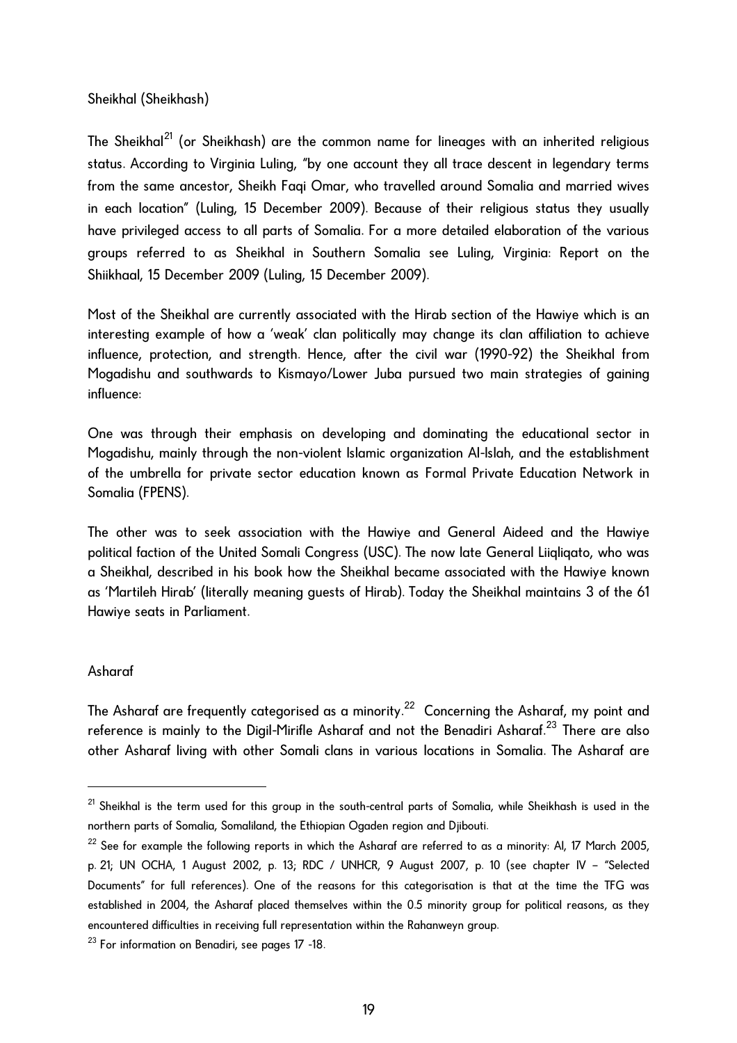### Sheikhal (Sheikhash)

The Sheikhal[21] (or Sheikhash) are the common name for lineages with an inherited religious status. According to Virginia Luling, "by one account they all trace descent in legendary terms from the same ancestor, Sheikh Faqi Omar, who travelled around Somalia and married wives in each location" (Luling, 15 December 2009). Because of their religious status they usually have privileged access to all parts of Somalia. For a more detailed elaboration of the various groups referred to as Sheikhal in Southern Somalia see Luling, Virginia: Report on the Shiikhaal, 15 December 2009 (Luling, 15 December 2009).

Most of the Sheikhal are currently associated with the Hirab section of the Hawiye which is an interesting example of how a 'weak' clan politically may change its clan affiliation to achieve influence, protection, and strength. Hence, after the civil war (1990-92) the Sheikhal from Mogadishu and southwards to Kismayo/Lower Juba pursued two main strategies of gaining influence:

One was through their emphasis on developing and dominating the educational sector in Mogadishu, mainly through the non-violent Islamic organization Al-Islah, and the establishment of the umbrella for private sector education known as Formal Private Education Network in Somalia (FPENS).

The other was to seek association with the Hawiye and General Aideed and the Hawiye political faction of the United Somali Congress (USC). The now late General Liiqliqato, who was a Sheikhal, described in his book how the Sheikhal became associated with the Hawiye known as 'Martileh Hirab' (literally meaning guests of Hirab). Today the Sheikhal maintains 3 of the 61 Hawiye seats in Parliament.

### Asharaf

The Asharaf are frequently categorised as a minority.[22] Concerning the Asharaf, my point and reference is mainly to the Digil-Mirifle Asharaf and not the Benadiri Asharaf.[23] There are also other Asharaf living with other Somali clans in various locations in Somalia. The Asharaf are

---

[21] Sheikhal is the term used for this group in the south-central parts of Somalia, while Sheikhash is used in the northern parts of Somalia, Somaliland, the Ethiopian Ogaden region and Djibouti.

[22] See for example the following reports in which the Asharaf are referred to as a minority: AI, 17 March 2005, p. 21; UN OCHA, 1 August 2002, p. 13; RDC / UNHCR, 9 August 2007, p. 10 (see chapter IV – "Selected Documents" for full references). One of the reasons for this categorisation is that at the time the TFG was established in 2004, the Asharaf placed themselves within the 0.5 minority group for political reasons, as they encountered difficulties in receiving full representation within the Rahanweyn group.

[23] For information on Benadiri, see pages 17 -18.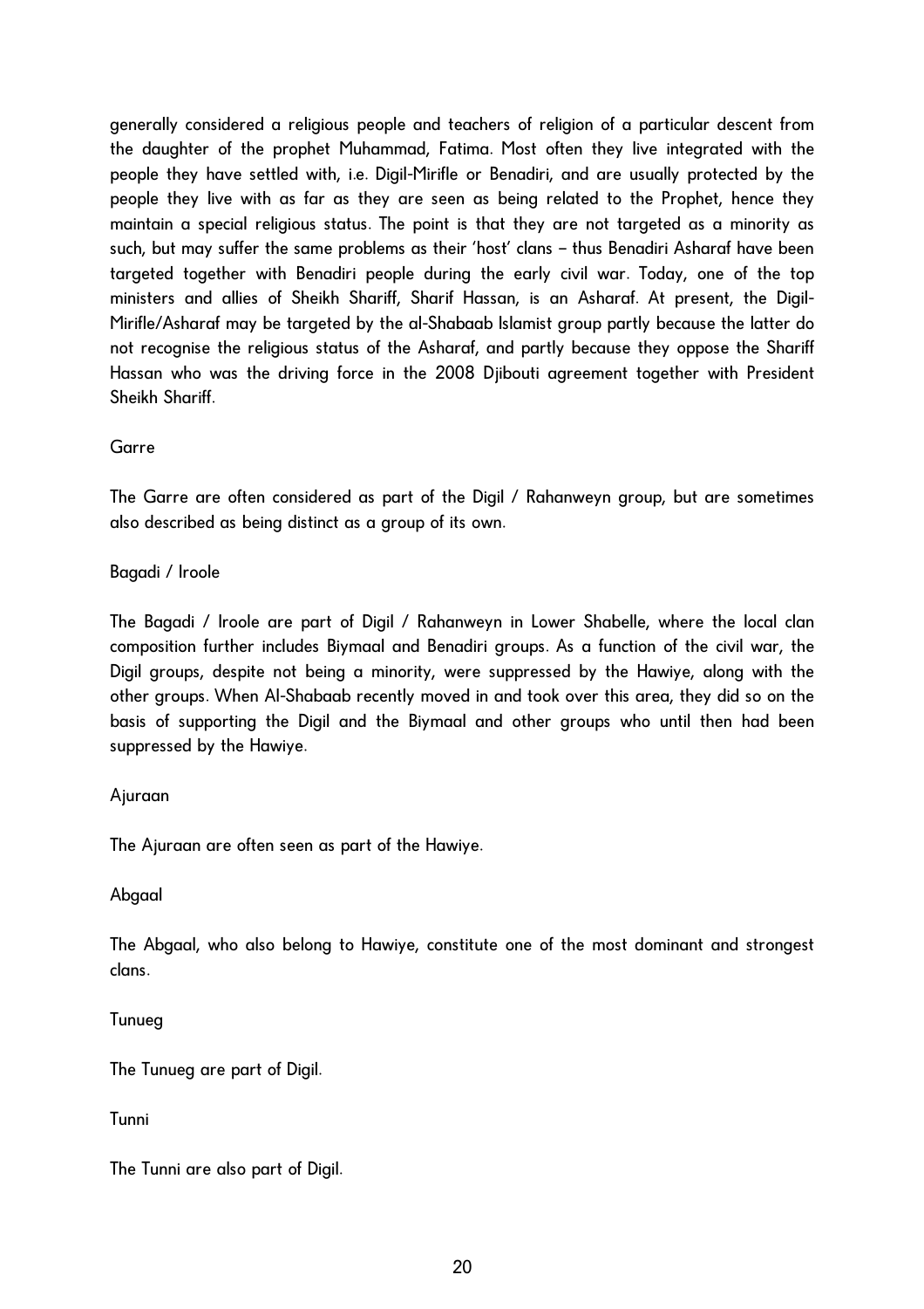generally considered a religious people and teachers of religion of a particular descent from the daughter of the prophet Muhammad, Fatima. Most often they live integrated with the people they have settled with, i.e. Digil-Mirifle or Benadiri, and are usually protected by the people they live with as far as they are seen as being related to the Prophet, hence they maintain a special religious status. The point is that they are not targeted as a minority as such, but may suffer the same problems as their 'host' clans – thus Benadiri Asharaf have been targeted together with Benadiri people during the early civil war. Today, one of the top ministers and allies of Sheikh Shariff, Sharif Hassan, is an Asharaf. At present, the Digil-Mirifle/Asharaf may be targeted by the al-Shabaab Islamist group partly because the latter do not recognise the religious status of the Asharaf, and partly because they oppose the Shariff Hassan who was the driving force in the 2008 Djibouti agreement together with President Sheikh Shariff.

### Garre

The Garre are often considered as part of the Digil / Rahanweyn group, but are sometimes also described as being distinct as a group of its own.

### Bagadi / Iroole

The Bagadi / Iroole are part of Digil / Rahanweyn in Lower Shabelle, where the local clan composition further includes Biymaal and Benadiri groups. As a function of the civil war, the Digil groups, despite not being a minority, were suppressed by the Hawiye, along with the other groups. When Al-Shabaab recently moved in and took over this area, they did so on the basis of supporting the Digil and the Biymaal and other groups who until then had been suppressed by the Hawiye.

### Ajuraan

The Ajuraan are often seen as part of the Hawiye.

### Abgaal

The Abgaal, who also belong to Hawiye, constitute one of the most dominant and strongest clans.

### Tunueg

The Tunueg are part of Digil.

### Tunni

The Tunni are also part of Digil.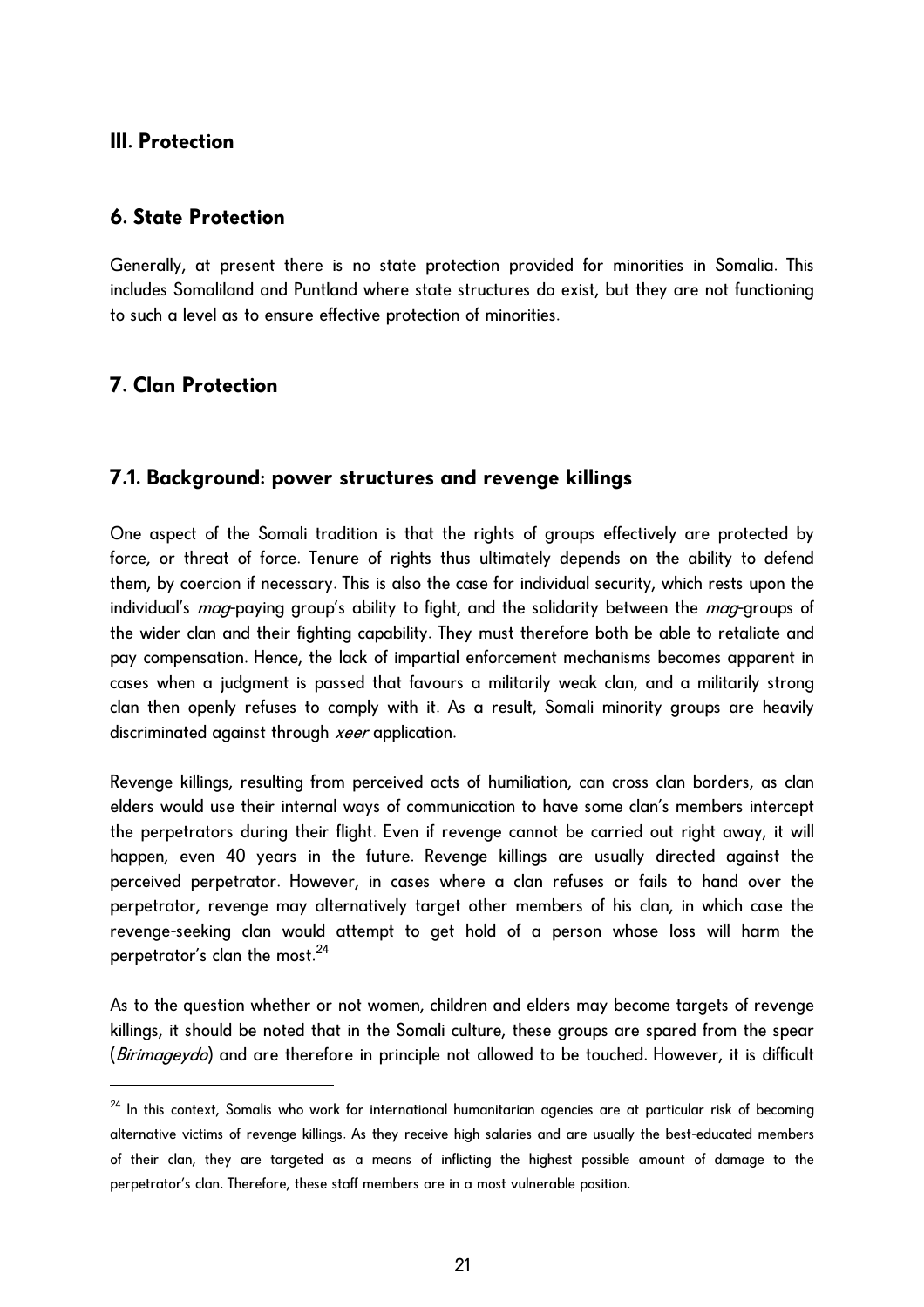## III. Protection

## 6. State Protection

Generally, at present there is no state protection provided for minorities in Somalia. This includes Somaliland and Puntland where state structures do exist, but they are not functioning to such a level as to ensure effective protection of minorities.

## 7. Clan Protection

### 7.1. Background: power structures and revenge killings

One aspect of the Somali tradition is that the rights of groups effectively are protected by force, or threat of force. Tenure of rights thus ultimately depends on the ability to defend them, by coercion if necessary. This is also the case for individual security, which rests upon the individual's *mag*-paying group's ability to fight, and the solidarity between the *mag*-groups of the wider clan and their fighting capability. They must therefore both be able to retaliate and pay compensation. Hence, the lack of impartial enforcement mechanisms becomes apparent in cases when a judgment is passed that favours a militarily weak clan, and a militarily strong clan then openly refuses to comply with it. As a result, Somali minority groups are heavily discriminated against through *xeer* application.

Revenge killings, resulting from perceived acts of humiliation, can cross clan borders, as clan elders would use their internal ways of communication to have some clan's members intercept the perpetrators during their flight. Even if revenge cannot be carried out right away, it will happen, even 40 years in the future. Revenge killings are usually directed against the perceived perpetrator. However, in cases where a clan refuses or fails to hand over the perpetrator, revenge may alternatively target other members of his clan, in which case the revenge-seeking clan would attempt to get hold of a person whose loss will harm the perpetrator's clan the most.[24]

As to the question whether or not women, children and elders may become targets of revenge killings, it should be noted that in the Somali culture, these groups are spared from the spear (*Birimageydo*) and are therefore in principle not allowed to be touched. However, it is difficult

[24] In this context, Somalis who work for international humanitarian agencies are at particular risk of becoming alternative victims of revenge killings. As they receive high salaries and are usually the best-educated members of their clan, they are targeted as a means of inflicting the highest possible amount of damage to the perpetrator's clan. Therefore, these staff members are in a most vulnerable position.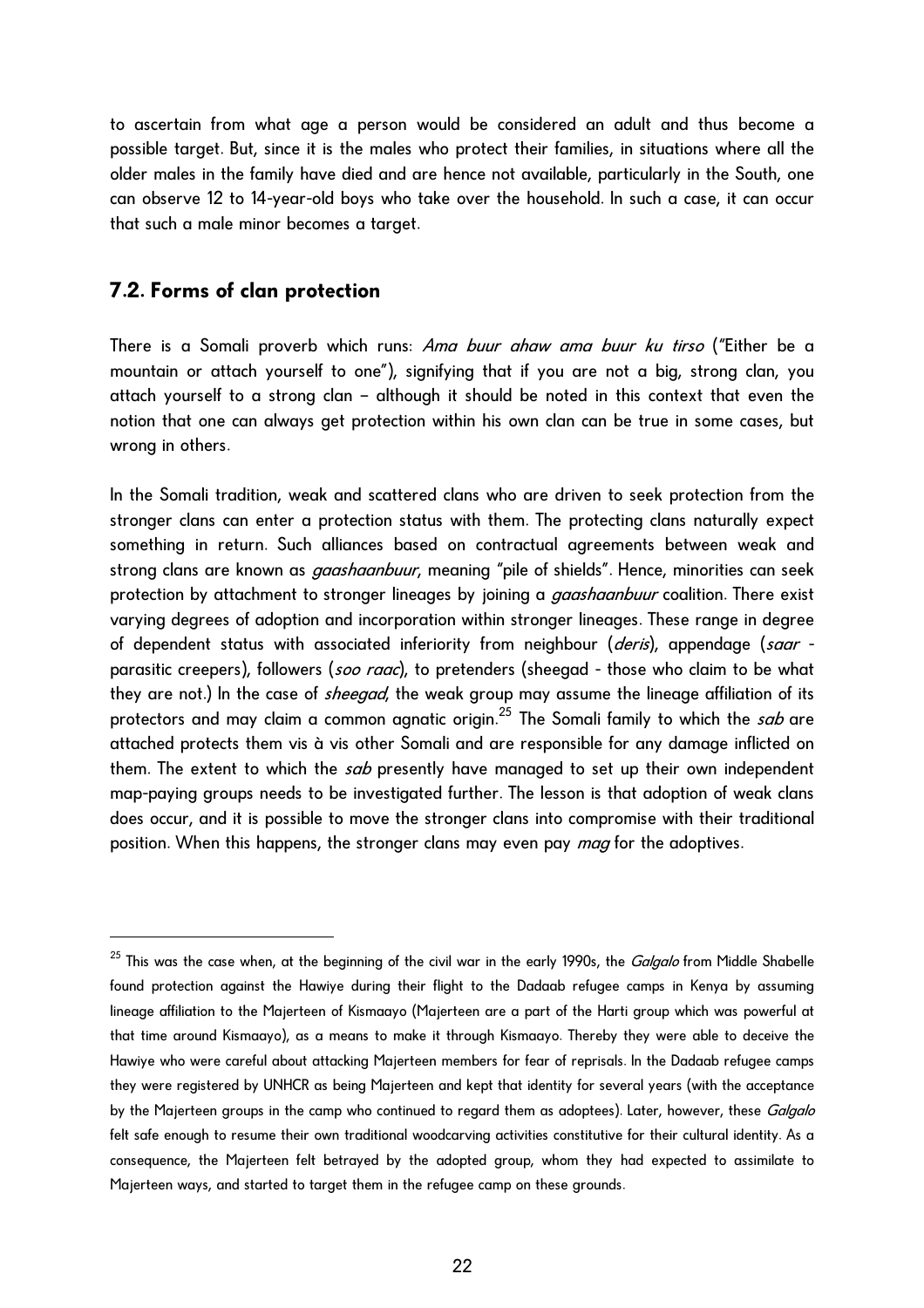to ascertain from what age a person would be considered an adult and thus become a possible target. But, since it is the males who protect their families, in situations where all the older males in the family have died and are hence not available, particularly in the South, one can observe 12 to 14-year-old boys who take over the household. In such a case, it can occur that such a male minor becomes a target.

## 7.2. Forms of clan protection

There is a Somali proverb which runs: *Ama buur ahaw ama buur ku tirso* ("Either be a mountain or attach yourself to one"), signifying that if you are not a big, strong clan, you attach yourself to a strong clan – although it should be noted in this context that even the notion that one can always get protection within his own clan can be true in some cases, but wrong in others.

In the Somali tradition, weak and scattered clans who are driven to seek protection from the stronger clans can enter a protection status with them. The protecting clans naturally expect something in return. Such alliances based on contractual agreements between weak and strong clans are known as *gaashaanbuur*, meaning "pile of shields". Hence, minorities can seek protection by attachment to stronger lineages by joining a *gaashaanbuur* coalition. There exist varying degrees of adoption and incorporation within stronger lineages. These range in degree of dependent status with associated inferiority from neighbour (*deris*), appendage (*saar* - parasitic creepers), followers (*soo raac*), to pretenders (sheegad - those who claim to be what they are not.) In the case of *sheegad*, the weak group may assume the lineage affiliation of its protectors and may claim a common agnatic origin.[25] The Somali family to which the *sab* are attached protects them vis à vis other Somali and are responsible for any damage inflicted on them. The extent to which the *sab* presently have managed to set up their own independent map-paying groups needs to be investigated further. The lesson is that adoption of weak clans does occur, and it is possible to move the stronger clans into compromise with their traditional position. When this happens, the stronger clans may even pay *mag* for the adoptives.

---

[25] This was the case when, at the beginning of the civil war in the early 1990s, the *Galgalo* from Middle Shabelle found protection against the Hawiye during their flight to the Dadaab refugee camps in Kenya by assuming lineage affiliation to the Majerteen of Kismaayo (Majerteen are a part of the Harti group which was powerful at that time around Kismaayo), as a means to make it through Kismaayo. Thereby they were able to deceive the Hawiye who were careful about attacking Majerteen members for fear of reprisals. In the Dadaab refugee camps they were registered by UNHCR as being Majerteen and kept that identity for several years (with the acceptance by the Majerteen groups in the camp who continued to regard them as adoptees). Later, however, these *Galgalo* felt safe enough to resume their own traditional woodcarving activities constitutive for their cultural identity. As a consequence, the Majerteen felt betrayed by the adopted group, whom they had expected to assimilate to Majerteen ways, and started to target them in the refugee camp on these grounds.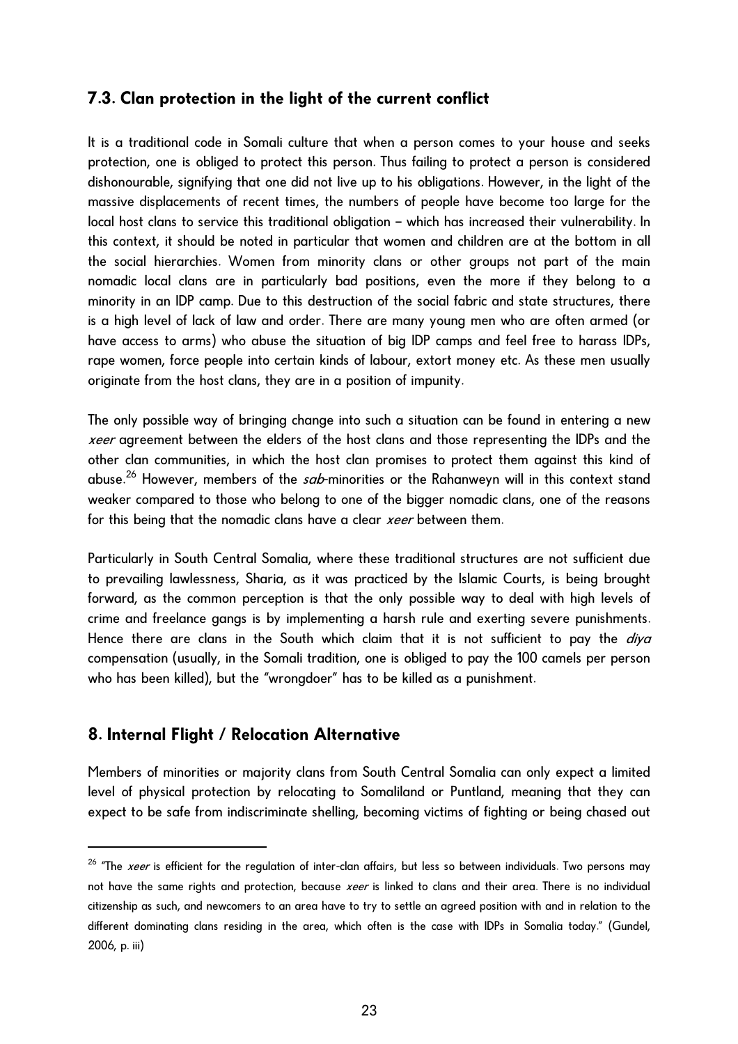## 7.3. Clan protection in the light of the current conflict

It is a traditional code in Somali culture that when a person comes to your house and seeks protection, one is obliged to protect this person. Thus failing to protect a person is considered dishonourable, signifying that one did not live up to his obligations. However, in the light of the massive displacements of recent times, the numbers of people have become too large for the local host clans to service this traditional obligation – which has increased their vulnerability. In this context, it should be noted in particular that women and children are at the bottom in all the social hierarchies. Women from minority clans or other groups not part of the main nomadic local clans are in particularly bad positions, even the more if they belong to a minority in an IDP camp. Due to this destruction of the social fabric and state structures, there is a high level of lack of law and order. There are many young men who are often armed (or have access to arms) who abuse the situation of big IDP camps and feel free to harass IDPs, rape women, force people into certain kinds of labour, extort money etc. As these men usually originate from the host clans, they are in a position of impunity.

The only possible way of bringing change into such a situation can be found in entering a new *xeer* agreement between the elders of the host clans and those representing the IDPs and the other clan communities, in which the host clan promises to protect them against this kind of abuse.[26] However, members of the *sab*-minorities or the Rahanweyn will in this context stand weaker compared to those who belong to one of the bigger nomadic clans, one of the reasons for this being that the nomadic clans have a clear *xeer* between them.

Particularly in South Central Somalia, where these traditional structures are not sufficient due to prevailing lawlessness, Sharia, as it was practiced by the Islamic Courts, is being brought forward, as the common perception is that the only possible way to deal with high levels of crime and freelance gangs is by implementing a harsh rule and exerting severe punishments. Hence there are clans in the South which claim that it is not sufficient to pay the *diya* compensation (usually, in the Somali tradition, one is obliged to pay the 100 camels per person who has been killed), but the "wrongdoer" has to be killed as a punishment.

## 8. Internal Flight / Relocation Alternative

Members of minorities or majority clans from South Central Somalia can only expect a limited level of physical protection by relocating to Somaliland or Puntland, meaning that they can expect to be safe from indiscriminate shelling, becoming victims of fighting or being chased out

---

[26] "The *xeer* is efficient for the regulation of inter-clan affairs, but less so between individuals. Two persons may not have the same rights and protection, because *xeer* is linked to clans and their area. There is no individual citizenship as such, and newcomers to an area have to try to settle an agreed position with and in relation to the different dominating clans residing in the area, which often is the case with IDPs in Somalia today." (Gundel, 2006, p. iii)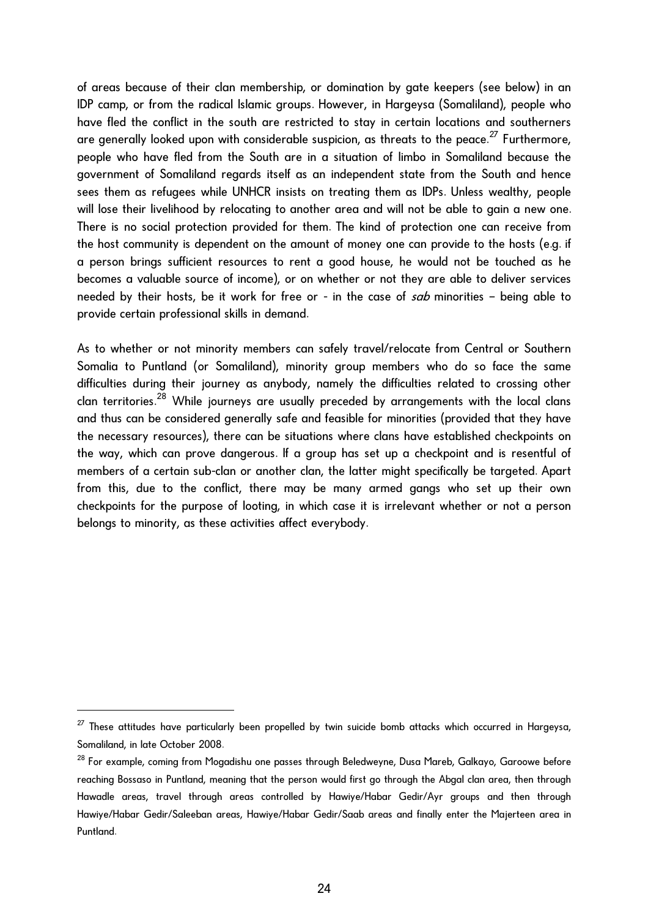of areas because of their clan membership, or domination by gate keepers (see below) in an IDP camp, or from the radical Islamic groups. However, in Hargeysa (Somaliland), people who have fled the conflict in the south are restricted to stay in certain locations and southerners are generally looked upon with considerable suspicion, as threats to the peace.[27] Furthermore, people who have fled from the South are in a situation of limbo in Somaliland because the government of Somaliland regards itself as an independent state from the South and hence sees them as refugees while UNHCR insists on treating them as IDPs. Unless wealthy, people will lose their livelihood by relocating to another area and will not be able to gain a new one. There is no social protection provided for them. The kind of protection one can receive from the host community is dependent on the amount of money one can provide to the hosts (e.g. if a person brings sufficient resources to rent a good house, he would not be touched as he becomes a valuable source of income), or on whether or not they are able to deliver services needed by their hosts, be it work for free or - in the case of *sab* minorities – being able to provide certain professional skills in demand.

As to whether or not minority members can safely travel/relocate from Central or Southern Somalia to Puntland (or Somaliland), minority group members who do so face the same difficulties during their journey as anybody, namely the difficulties related to crossing other clan territories.[28] While journeys are usually preceded by arrangements with the local clans and thus can be considered generally safe and feasible for minorities (provided that they have the necessary resources), there can be situations where clans have established checkpoints on the way, which can prove dangerous. If a group has set up a checkpoint and is resentful of members of a certain sub-clan or another clan, the latter might specifically be targeted. Apart from this, due to the conflict, there may be many armed gangs who set up their own checkpoints for the purpose of looting, in which case it is irrelevant whether or not a person belongs to minority, as these activities affect everybody.

---

[27] These attitudes have particularly been propelled by twin suicide bomb attacks which occurred in Hargeysa, Somaliland, in late October 2008.

[28] For example, coming from Mogadishu one passes through Beledweyne, Dusa Mareb, Galkayo, Garoowe before reaching Bossaso in Puntland, meaning that the person would first go through the Abgal clan area, then through Hawadle areas, travel through areas controlled by Hawiye/Habar Gedir/Ayr groups and then through Hawiye/Habar Gedir/Saleeban areas, Hawiye/Habar Gedir/Saab areas and finally enter the Majerteen area in Puntland.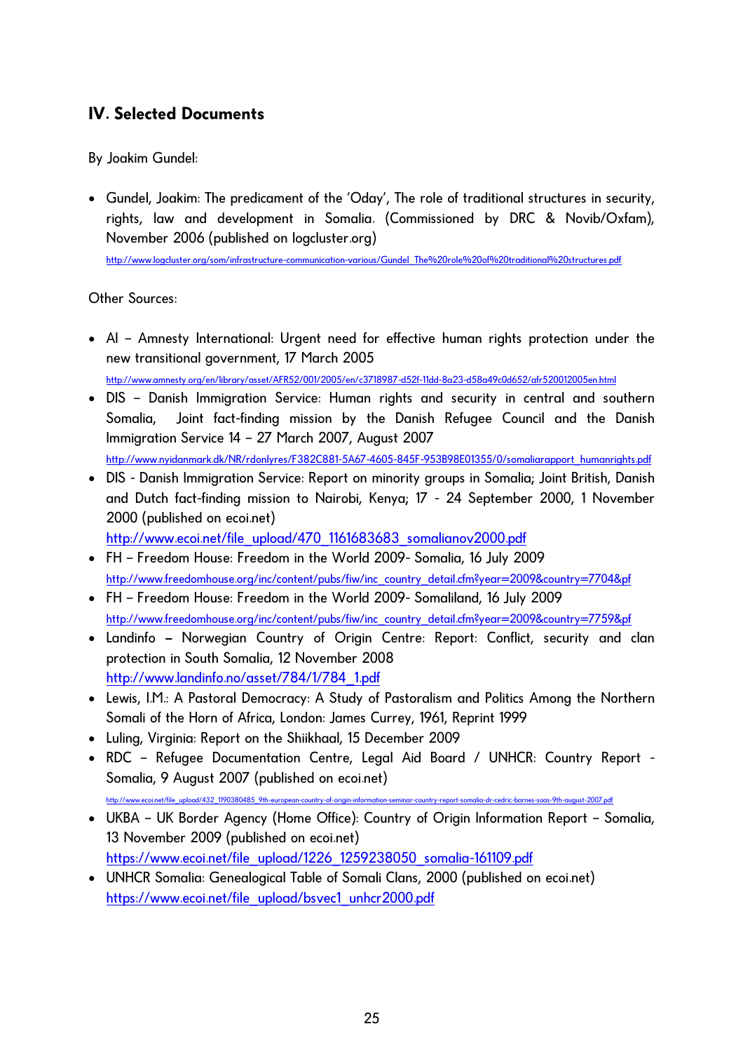## IV. Selected Documents

By Joakim Gundel:

- Gundel, Joakim: The predicament of the 'Oday', The role of traditional structures in security, rights, law and development in Somalia. (Commissioned by DRC & Novib/Oxfam), November 2006 (published on logcluster.org)
  http://www.logcluster.org/som/infrastructure-communication-various/Gundel_The%20role%20of%20traditional%20structures.pdf

Other Sources:

- AI – Amnesty International: Urgent need for effective human rights protection under the new transitional government, 17 March 2005
  http://www.amnesty.org/en/library/asset/AFR52/001/2005/en/c3718987-d52f-11dd-8a23-d58a49c0d652/afr520012005en.html
- DIS – Danish Immigration Service: Human rights and security in central and southern Somalia, Joint fact-finding mission by the Danish Refugee Council and the Danish Immigration Service 14 – 27 March 2007, August 2007
  http://www.nyidanmark.dk/NR/rdonlyres/F382C881-5A67-4605-845F-953B98E01355/0/somaliarapport_humanrights.pdf
- DIS - Danish Immigration Service: Report on minority groups in Somalia; Joint British, Danish and Dutch fact-finding mission to Nairobi, Kenya; 17 - 24 September 2000, 1 November 2000 (published on ecoi.net)
  http://www.ecoi.net/file_upload/470_1161683683_somalianov2000.pdf
- FH – Freedom House: Freedom in the World 2009- Somalia, 16 July 2009
  http://www.freedomhouse.org/inc/content/pubs/fiw/inc_country_detail.cfm?year=2009&country=7704&pf
- FH – Freedom House: Freedom in the World 2009- Somaliland, 16 July 2009
  http://www.freedomhouse.org/inc/content/pubs/fiw/inc_country_detail.cfm?year=2009&country=7759&pf
- Landinfo – Norwegian Country of Origin Centre: Report: Conflict, security and clan protection in South Somalia, 12 November 2008
  http://www.landinfo.no/asset/784/1/784_1.pdf
- Lewis, I.M.: A Pastoral Democracy: A Study of Pastoralism and Politics Among the Northern Somali of the Horn of Africa, London: James Currey, 1961, Reprint 1999
- Luling, Virginia: Report on the Shiikhaal, 15 December 2009
- RDC – Refugee Documentation Centre, Legal Aid Board / UNHCR: Country Report - Somalia, 9 August 2007 (published on ecoi.net)
  http://www.ecoi.net/file_upload/432_1190380485_9th-european-country-of-origin-information-seminar-country-report-somalia-dr-cedric-barnes-soas-9th-august-2007.pdf
- UKBA – UK Border Agency (Home Office): Country of Origin Information Report – Somalia, 13 November 2009 (published on ecoi.net)
  https://www.ecoi.net/file_upload/1226_1259238050_somalia-161109.pdf
- UNHCR Somalia: Genealogical Table of Somali Clans, 2000 (published on ecoi.net)
  https://www.ecoi.net/file_upload/bsvec1_unhcr2000.pdf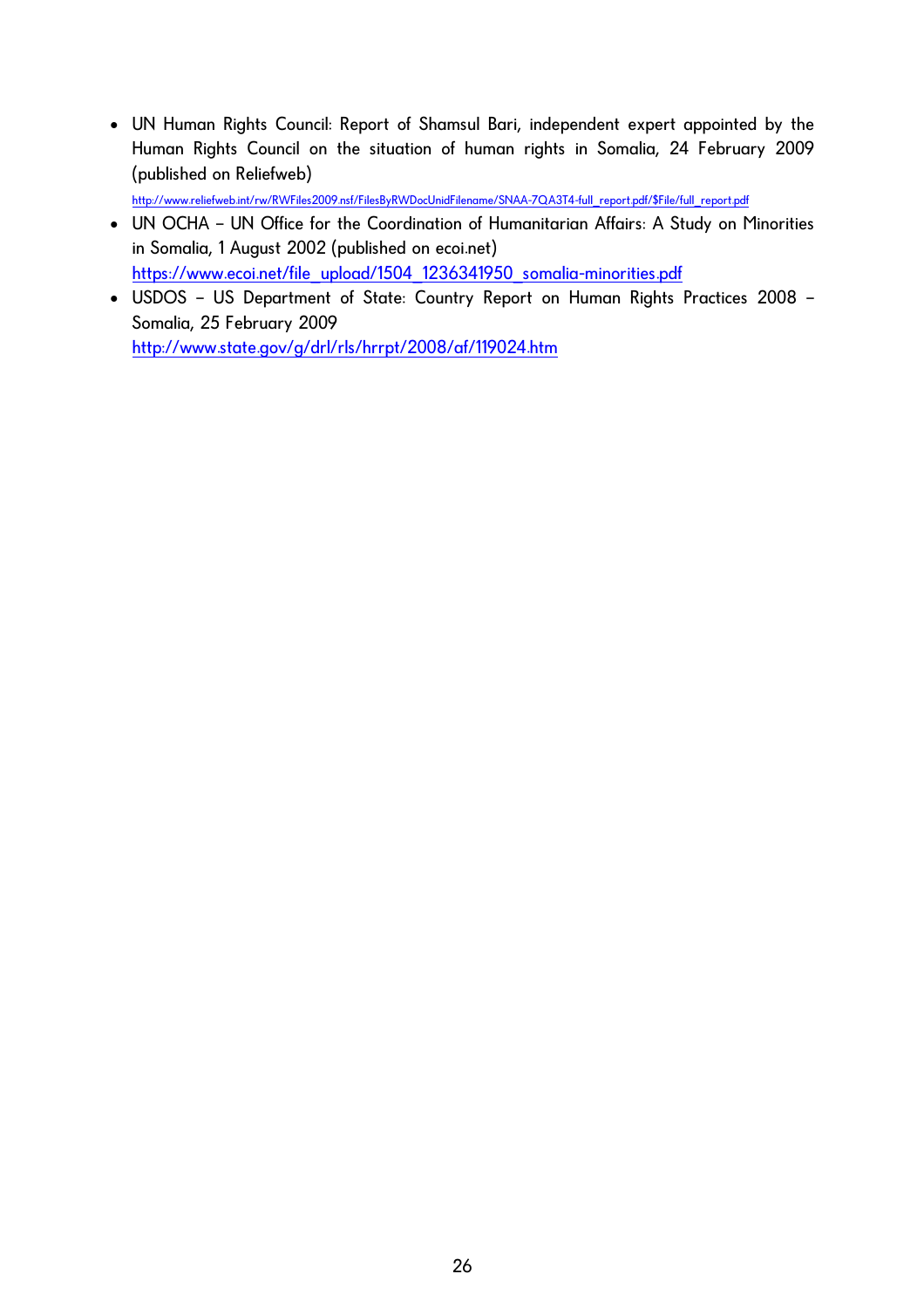- UN Human Rights Council: Report of Shamsul Bari, independent expert appointed by the Human Rights Council on the situation of human rights in Somalia, 24 February 2009 (published on Reliefweb)
  http://www.reliefweb.int/rw/RWFiles2009.nsf/FilesByRWDocUnidFilename/SNAA-7QA3T4-full_report.pdf/$File/full_report.pdf
- UN OCHA – UN Office for the Coordination of Humanitarian Affairs: A Study on Minorities in Somalia, 1 August 2002 (published on ecoi.net)
  https://www.ecoi.net/file_upload/1504_1236341950_somalia-minorities.pdf
- USDOS – US Department of State: Country Report on Human Rights Practices 2008 – Somalia, 25 February 2009
  http://www.state.gov/g/drl/rls/hrrpt/2008/af/119024.htm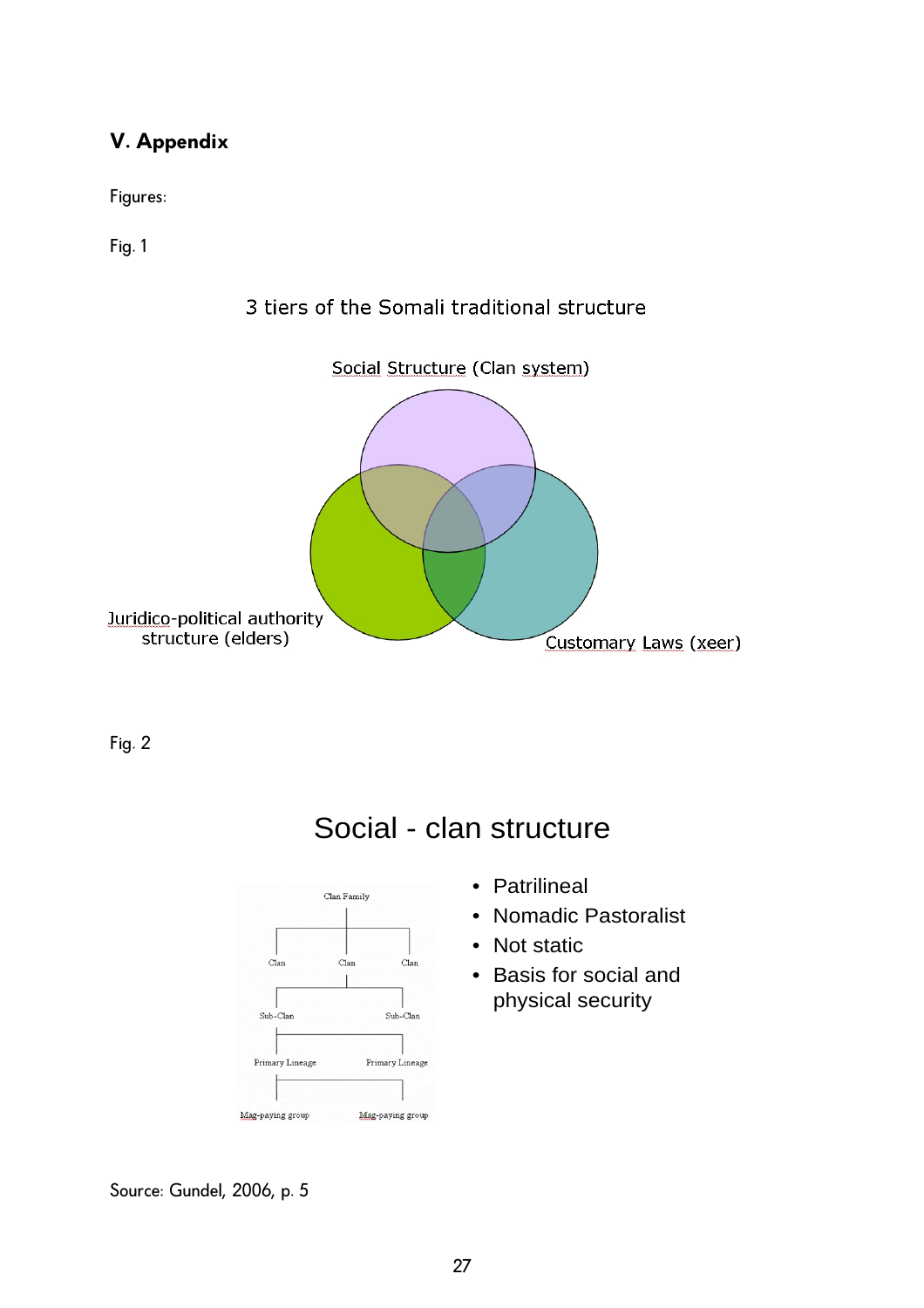## V. Appendix

Figures:

Fig. 1

3 tiers of the Somali traditional structure

Social Structure (Clan system)

Juridico-political authority structure (elders)

Customary Laws (xeer)

Fig. 2

Social - clan structure

Clan Family

Clan Clan Clan

Sub-Clan Sub-Clan

Primary Lineage Primary Lineage

Mag-paying group Mag-paying group

- Patrilineal
- Nomadic Pastoralist
- Not static
- Basis for social and physical security

Source: Gundel, 2006, p. 5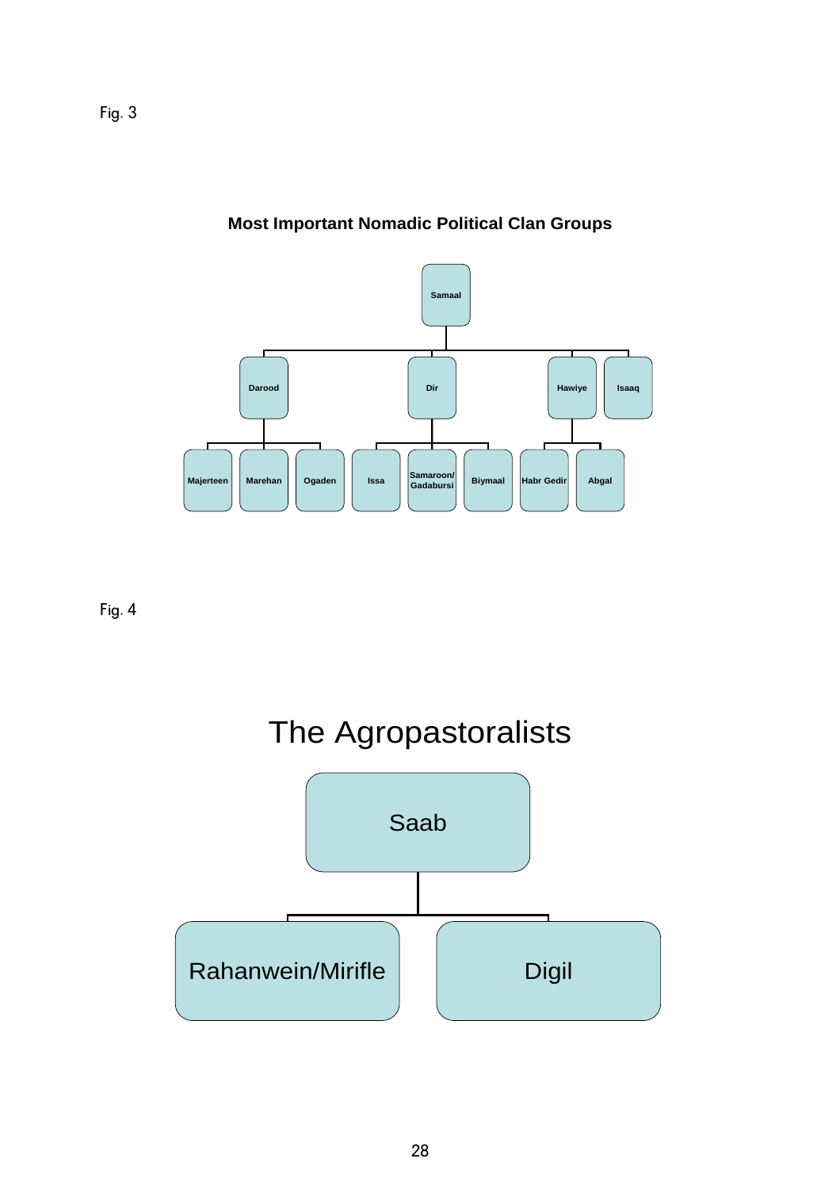Fig. 3

**Most Important Nomadic Political Clan Groups**

- Samaal
  - Darood
    - Majerteen
    - Marehan
    - Ogaden
  - Dir
    - Issa
    - Samaroon/Gadabursi
    - Biymaal
  - Hawiye
    - Habr Gedir
    - Abgal
  - Isaaq

Fig. 4

**The Agropastoralists**

- Saab
  - Rahanwein/Mirifle
  - Digil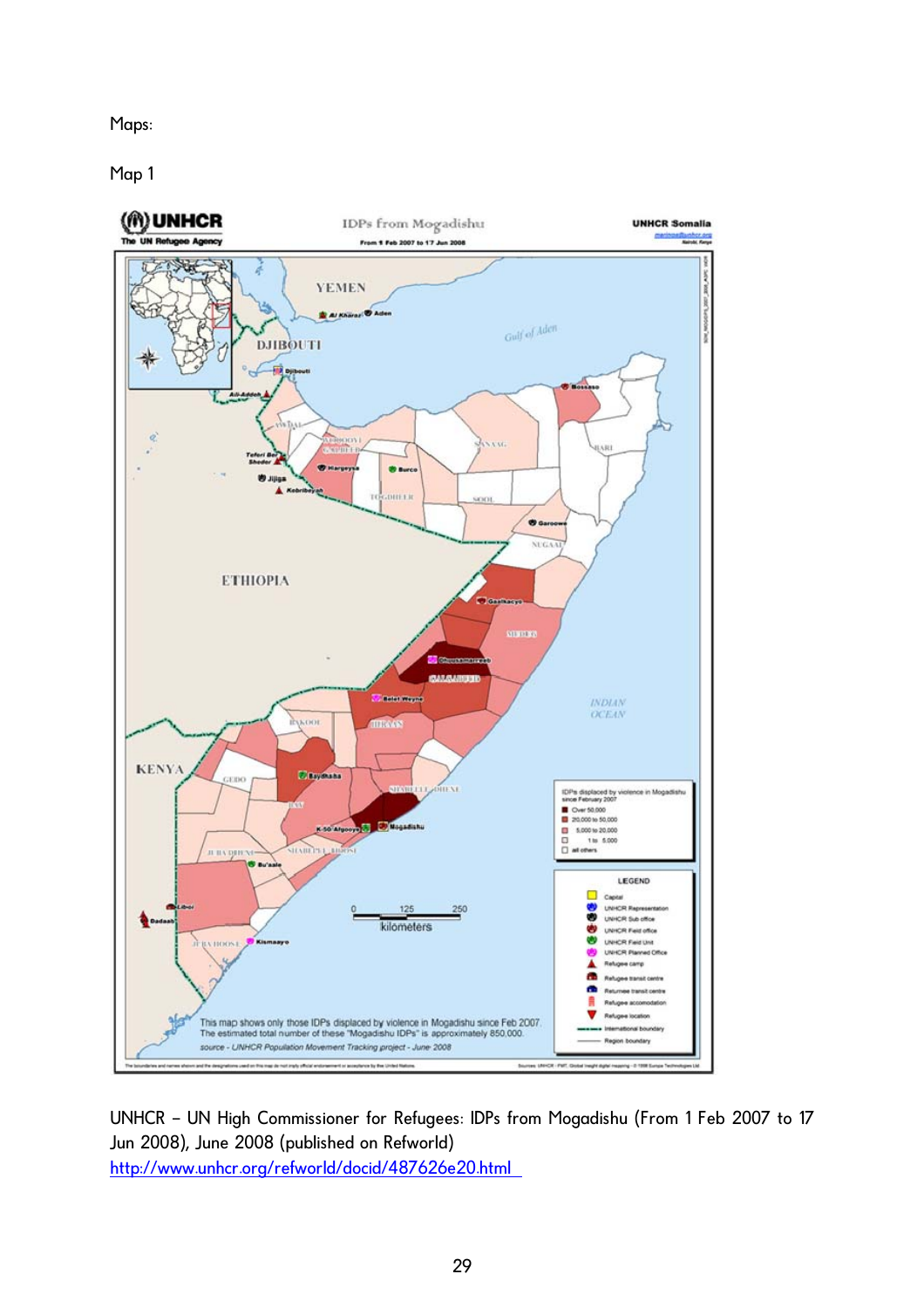Maps:

Map 1

UNHCR – UN High Commissioner for Refugees: IDPs from Mogadishu (From 1 Feb 2007 to 17 Jun 2008), June 2008 (published on Refworld)
http://www.unhcr.org/refworld/docid/487626e20.html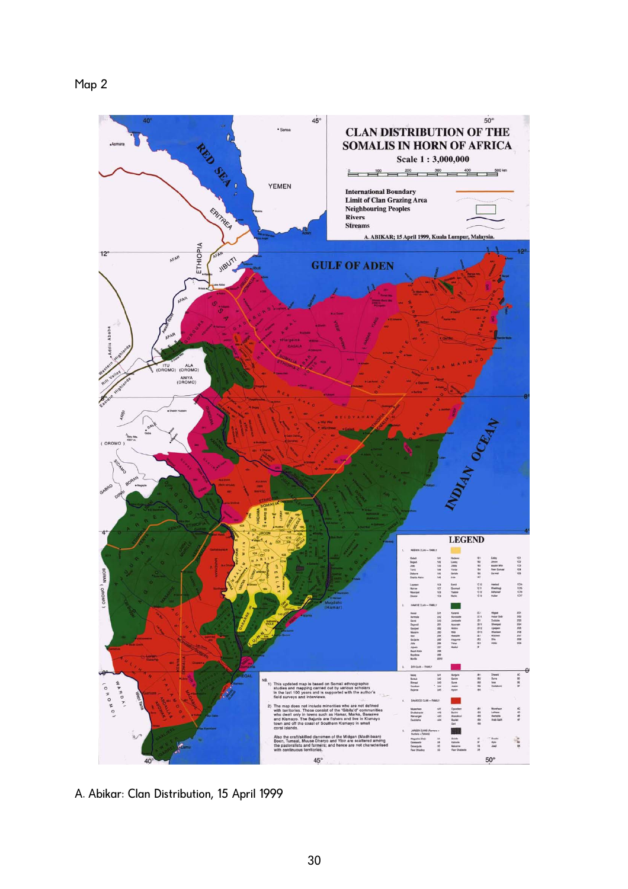Map 2

CLAN DISTRIBUTION OF THE SOMALIS IN HORN OF AFRICA

Scale 1 : 3,000,000

A. ABIKAR; 15 April 1999, Kuala Lumpur, Malaysia.

A. Abikar: Clan Distribution, 15 April 1999